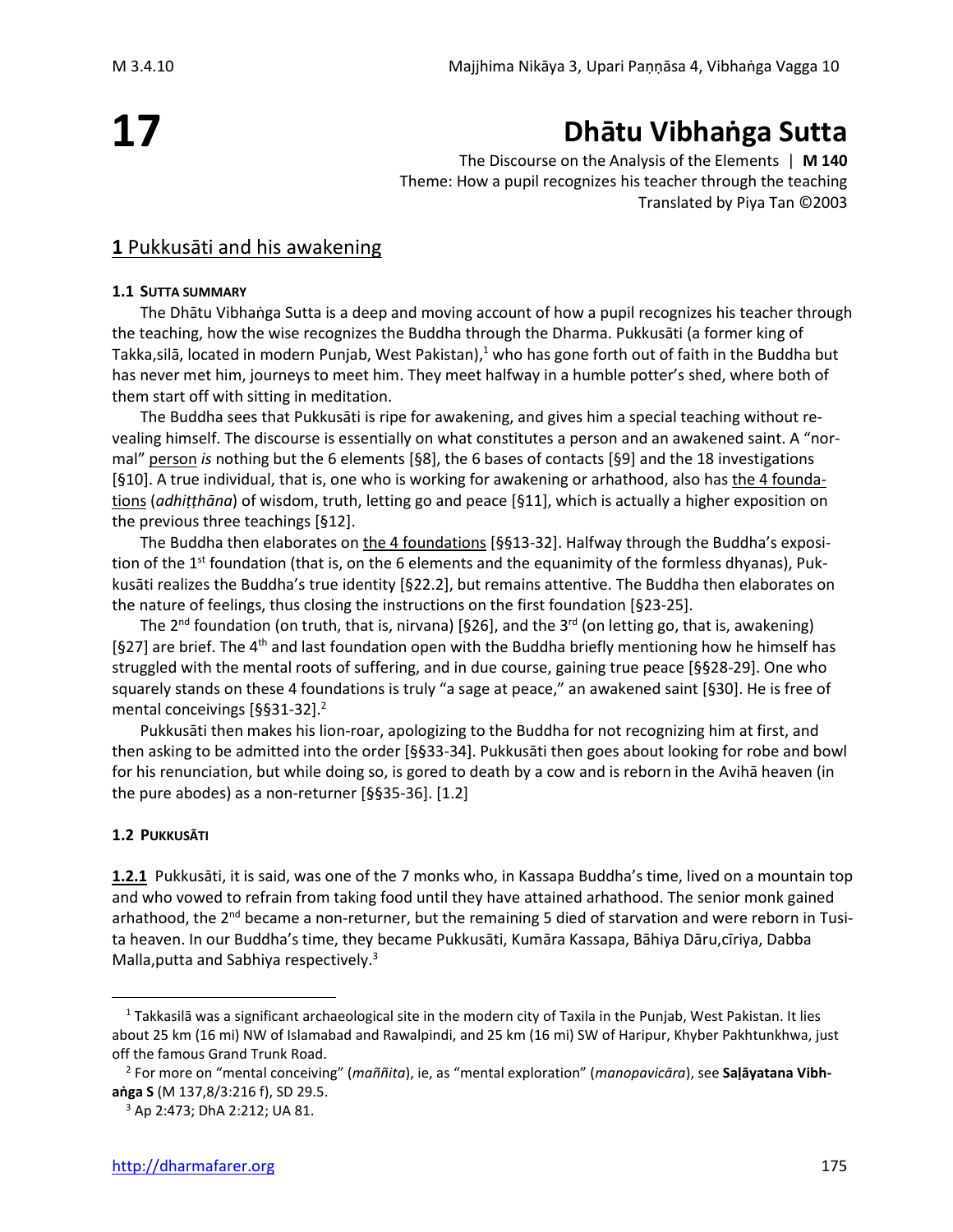# 17

# Dhātu Vibhaṅga Sutta

The Discourse on the Analysis of the Elements | **M 140**
Theme: How a pupil recognizes his teacher through the teaching
Translated by Piya Tan ©2003

## 1 Pukkusāti and his awakening

### 1.1 SUTTA SUMMARY

The Dhātu Vibhaṅga Sutta is a deep and moving account of how a pupil recognizes his teacher through the teaching, how the wise recognizes the Buddha through the Dharma. Pukkusāti (a former king of Takka,silā, located in modern Punjab, West Pakistan),[1] who has gone forth out of faith in the Buddha but has never met him, journeys to meet him. They meet halfway in a humble potter's shed, where both of them start off with sitting in meditation.

The Buddha sees that Pukkusāti is ripe for awakening, and gives him a special teaching without revealing himself. The discourse is essentially on what constitutes a person and an awakened saint. A "normal" person *is* nothing but the 6 elements [§8], the 6 bases of contacts [§9] and the 18 investigations [§10]. A true individual, that is, one who is working for awakening or arhathood, also has the 4 foundations (*adhiṭṭhāna*) of wisdom, truth, letting go and peace [§11], which is actually a higher exposition on the previous three teachings [§12].

The Buddha then elaborates on the 4 foundations [§§13-32]. Halfway through the Buddha's exposition of the 1st foundation (that is, on the 6 elements and the equanimity of the formless dhyanas), Pukkusāti realizes the Buddha's true identity [§22.2], but remains attentive. The Buddha then elaborates on the nature of feelings, thus closing the instructions on the first foundation [§23-25].

The 2nd foundation (on truth, that is, nirvana) [§26], and the 3rd (on letting go, that is, awakening) [§27] are brief. The 4th and last foundation open with the Buddha briefly mentioning how he himself has struggled with the mental roots of suffering, and in due course, gaining true peace [§§28-29]. One who squarely stands on these 4 foundations is truly "a sage at peace," an awakened saint [§30]. He is free of mental conceivings [§§31-32].[2]

Pukkusāti then makes his lion-roar, apologizing to the Buddha for not recognizing him at first, and then asking to be admitted into the order [§§33-34]. Pukkusāti then goes about looking for robe and bowl for his renunciation, but while doing so, is gored to death by a cow and is reborn in the Avihā heaven (in the pure abodes) as a non-returner [§§35-36]. [1.2]

### 1.2 PUKKUSĀTI

**1.2.1** Pukkusāti, it is said, was one of the 7 monks who, in Kassapa Buddha's time, lived on a mountain top and who vowed to refrain from taking food until they have attained arhathood. The senior monk gained arhathood, the 2nd became a non-returner, but the remaining 5 died of starvation and were reborn in Tusita heaven. In our Buddha's time, they became Pukkusāti, Kumāra Kassapa, Bāhiya Dāru,cīriya, Dabba Malla,putta and Sabhiya respectively.[3]

---

[1] Takkasilā was a significant archaeological site in the modern city of Taxila in the Punjab, West Pakistan. It lies about 25 km (16 mi) NW of Islamabad and Rawalpindi, and 25 km (16 mi) SW of Haripur, Khyber Pakhtunkhwa, just off the famous Grand Trunk Road.

[2] For more on "mental conceiving" (*maññita*), ie, as "mental exploration" (*manopavicāra*), see **Saḷāyatana Vibhaṅga S** (M 137,8/3:216 f), SD 29.5.

[3] Ap 2:473; DhA 2:212; UA 81.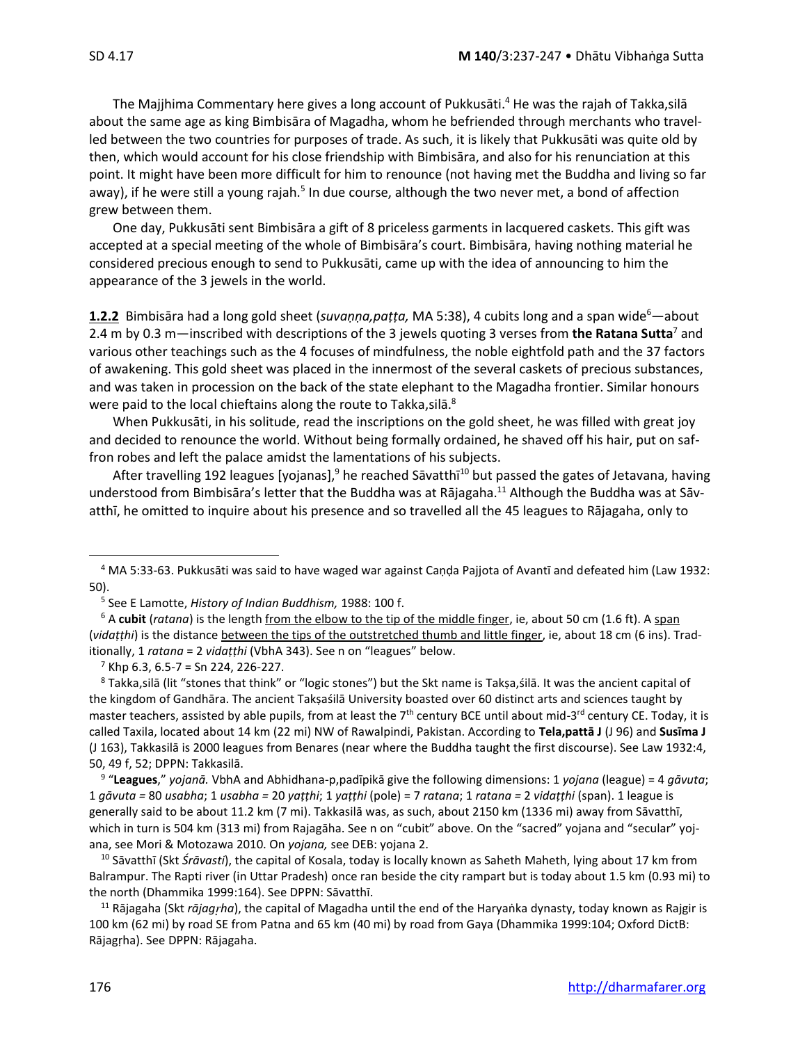The Majjhima Commentary here gives a long account of Pukkusāti.[4] He was the rajah of Takka,silā about the same age as king Bimbisāra of Magadha, whom he befriended through merchants who travelled between the two countries for purposes of trade. As such, it is likely that Pukkusāti was quite old by then, which would account for his close friendship with Bimbisāra, and also for his renunciation at this point. It might have been more difficult for him to renounce (not having met the Buddha and living so far away), if he were still a young rajah.[5] In due course, although the two never met, a bond of affection grew between them.

One day, Pukkusāti sent Bimbisāra a gift of 8 priceless garments in lacquered caskets. This gift was accepted at a special meeting of the whole of Bimbisāra's court. Bimbisāra, having nothing material he considered precious enough to send to Pukkusāti, came up with the idea of announcing to him the appearance of the 3 jewels in the world.

**1.2.2** Bimbisāra had a long gold sheet (*suvaṇṇa,paṭṭa,* MA 5:38), 4 cubits long and a span wide[6]—about 2.4 m by 0.3 m—inscribed with descriptions of the 3 jewels quoting 3 verses from **the Ratana Sutta**[7] and various other teachings such as the 4 focuses of mindfulness, the noble eightfold path and the 37 factors of awakening. This gold sheet was placed in the innermost of the several caskets of precious substances, and was taken in procession on the back of the state elephant to the Magadha frontier. Similar honours were paid to the local chieftains along the route to Takka,silā.[8]

When Pukkusāti, in his solitude, read the inscriptions on the gold sheet, he was filled with great joy and decided to renounce the world. Without being formally ordained, he shaved off his hair, put on saffron robes and left the palace amidst the lamentations of his subjects.

After travelling 192 leagues [yojanas],[9] he reached Sāvatthī[10] but passed the gates of Jetavana, having understood from Bimbisāra's letter that the Buddha was at Rājagaha.[11] Although the Buddha was at Sāvatthī, he omitted to inquire about his presence and so travelled all the 45 leagues to Rājagaha, only to

---

[4] MA 5:33-63. Pukkusāti was said to have waged war against Caṇḍa Pajjota of Avantī and defeated him (Law 1932: 50).

[5] See E Lamotte, *History of Indian Buddhism,* 1988: 100 f.

[6] A **cubit** (*ratana*) is the length from the elbow to the tip of the middle finger, ie, about 50 cm (1.6 ft). A span (*vidaṭṭhi*) is the distance between the tips of the outstretched thumb and little finger, ie, about 18 cm (6 ins). Traditionally, 1 *ratana* = 2 *vidaṭṭhi* (VbhA 343). See n on "leagues" below.

[7] Khp 6.3, 6.5-7 = Sn 224, 226-227.

[8] Takka,silā (lit "stones that think" or "logic stones") but the Skt name is Takṣa,śilā. It was the ancient capital of the kingdom of Gandhāra. The ancient Takṣaśilā University boasted over 60 distinct arts and sciences taught by master teachers, assisted by able pupils, from at least the 7th century BCE until about mid-3rd century CE. Today, it is called Taxila, located about 14 km (22 mi) NW of Rawalpindi, Pakistan. According to **Tela,pattā J** (J 96) and **Susīma J** (J 163), Takkasilā is 2000 leagues from Benares (near where the Buddha taught the first discourse). See Law 1932:4, 50, 49 f, 52; DPPN: Takkasilā.

[9] "**Leagues**," *yojanā.* VbhA and Abhidhana-p,padīpikā give the following dimensions: 1 *yojana* (league) = 4 *gāvuta*; 1 *gāvuta* = 80 *usabha*; 1 *usabha* = 20 *yaṭṭhi*; 1 *yaṭṭhi* (pole) = 7 *ratana*; 1 *ratana* = 2 *vidaṭṭhi* (span). 1 league is generally said to be about 11.2 km (7 mi). Takkasilā was, as such, about 2150 km (1336 mi) away from Sāvatthī, which in turn is 504 km (313 mi) from Rajagāha. See n on "cubit" above. On the "sacred" yojana and "secular" yojana, see Mori & Motozawa 2010. On *yojana,* see DEB: yojana 2.

[10] Sāvatthī (Skt *Śrāvasti*), the capital of Kosala, today is locally known as Saheth Maheth, lying about 17 km from Balrampur. The Rapti river (in Uttar Pradesh) once ran beside the city rampart but is today about 1.5 km (0.93 mi) to the north (Dhammika 1999:164). See DPPN: Sāvatthī.

[11] Rājagaha (Skt *rājagṛha*), the capital of Magadha until the end of the Haryaṅka dynasty, today known as Rajgir is 100 km (62 mi) by road SE from Patna and 65 km (40 mi) by road from Gaya (Dhammika 1999:104; Oxford DictB: Rājagṛha). See DPPN: Rājagaha.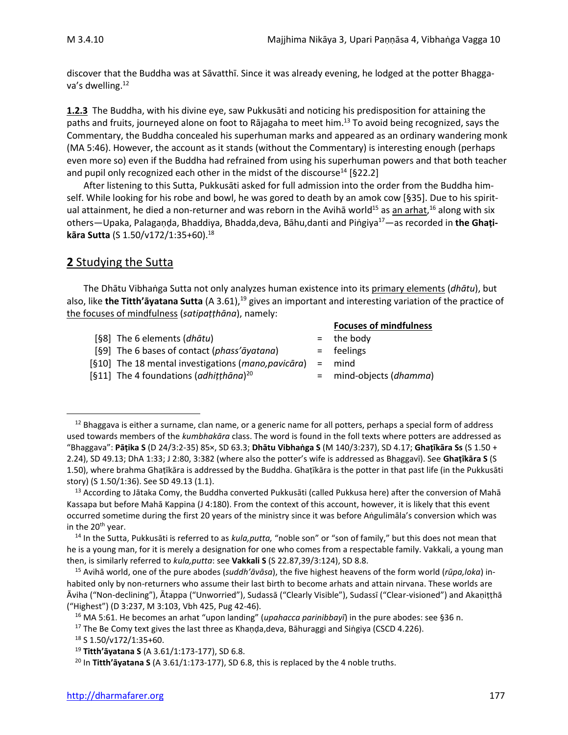discover that the Buddha was at Sāvatthī. Since it was already evening, he lodged at the potter Bhaggava's dwelling.[12]

**1.2.3** The Buddha, with his divine eye, saw Pukkusāti and noticing his predisposition for attaining the paths and fruits, journeyed alone on foot to Rājagaha to meet him.[13] To avoid being recognized, says the Commentary, the Buddha concealed his superhuman marks and appeared as an ordinary wandering monk (MA 5:46). However, the account as it stands (without the Commentary) is interesting enough (perhaps even more so) even if the Buddha had refrained from using his superhuman powers and that both teacher and pupil only recognized each other in the midst of the discourse[14] [§22.2]

After listening to this Sutta, Pukkusāti asked for full admission into the order from the Buddha himself. While looking for his robe and bowl, he was gored to death by an amok cow [§35]. Due to his spiritual attainment, he died a non-returner and was reborn in the Avihā world[15] as an arhat,[16] along with six others—Upaka, Palagaṇḍa, Bhaddiya, Bhadda,deva, Bāhu,danti and Piṅgiya[17]—as recorded in **the Ghaṭikāra Sutta** (S 1.50/v172/1:35+60).[18]

## 2 Studying the Sutta

The Dhātu Vibhaṅga Sutta not only analyzes human existence into its primary elements (*dhātu*), but also, like **the Titth'āyatana Sutta** (A 3.61),[19] gives an important and interesting variation of the practice of the focuses of mindfulness (*satipaṭṭhāna*), namely:

| | | | **Focuses of mindfulness** |
|---|---|---|---|
| [§8] | The 6 elements (*dhātu*) | = | the body |
| [§9] | The 6 bases of contact (*phass'āyatana*) | = | feelings |
| [§10] | The 18 mental investigations (*mano,pavicāra*) | = | mind |
| [§11] | The 4 foundations (*adhiṭṭhāna*)[20] | = | mind-objects (*dhamma*) |

---

[12] Bhaggava is either a surname, clan name, or a generic name for all potters, perhaps a special form of address used towards members of the *kumbhakāra* class. The word is found in the foll texts where potters are addressed as "Bhaggava": **Pāṭika S** (D 24/3:2-35) 85×, SD 63.3; **Dhātu Vibhaṅga S** (M 140/3:237), SD 4.17; **Ghaṭīkāra Ss** (S 1.50 + 2.24), SD 49.13; DhA 1:33; J 2:80, 3:382 (where also the potter's wife is addressed as Bhaggavī). See **Ghaṭīkāra S** (S 1.50), where brahma Ghaṭīkāra is addressed by the Buddha. Ghaṭīkāra is the potter in that past life (in the Pukkusāti story) (S 1.50/1:36). See SD 49.13 (1.1).

[13] According to Jātaka Comy, the Buddha converted Pukkusāti (called Pukkusa here) after the conversion of Mahā Kassapa but before Mahā Kappina (J 4:180). From the context of this account, however, it is likely that this event occurred sometime during the first 20 years of the ministry since it was before Aṅgulimāla's conversion which was in the 20th year.

[14] In the Sutta, Pukkusāti is referred to as *kula,putta,* "noble son" or "son of family," but this does not mean that he is a young man, for it is merely a designation for one who comes from a respectable family. Vakkali, a young man then, is similarly referred to *kula,putta*: see **Vakkali S** (S 22.87,39/3:124), SD 8.8.

[15] Avihā world, one of the pure abodes (*suddh'āvāsa*), the five highest heavens of the form world (*rūpa,loka*) inhabited only by non-returners who assume their last birth to become arhats and attain nirvana. These worlds are Āviha ("Non-declining"), Ātappa ("Unworried"), Sudassā ("Clearly Visible"), Sudassī ("Clear-visioned") and Akaṇiṭṭhā ("Highest") (D 3:237, M 3:103, Vbh 425, Pug 42-46).

[16] MA 5:61. He becomes an arhat "upon landing" (*upahacca parinibbayī*) in the pure abodes: see §36 n.

[17] The Be Comy text gives the last three as Khaṇḍa,deva, Bāhuraggi and Siṅgiya (CSCD 4.226).

[18] S 1.50/v172/1:35+60.

[19] **Titth'āyatana S** (A 3.61/1:173-177), SD 6.8.

[20] In **Titth'āyatana S** (A 3.61/1:173-177), SD 6.8, this is replaced by the 4 noble truths.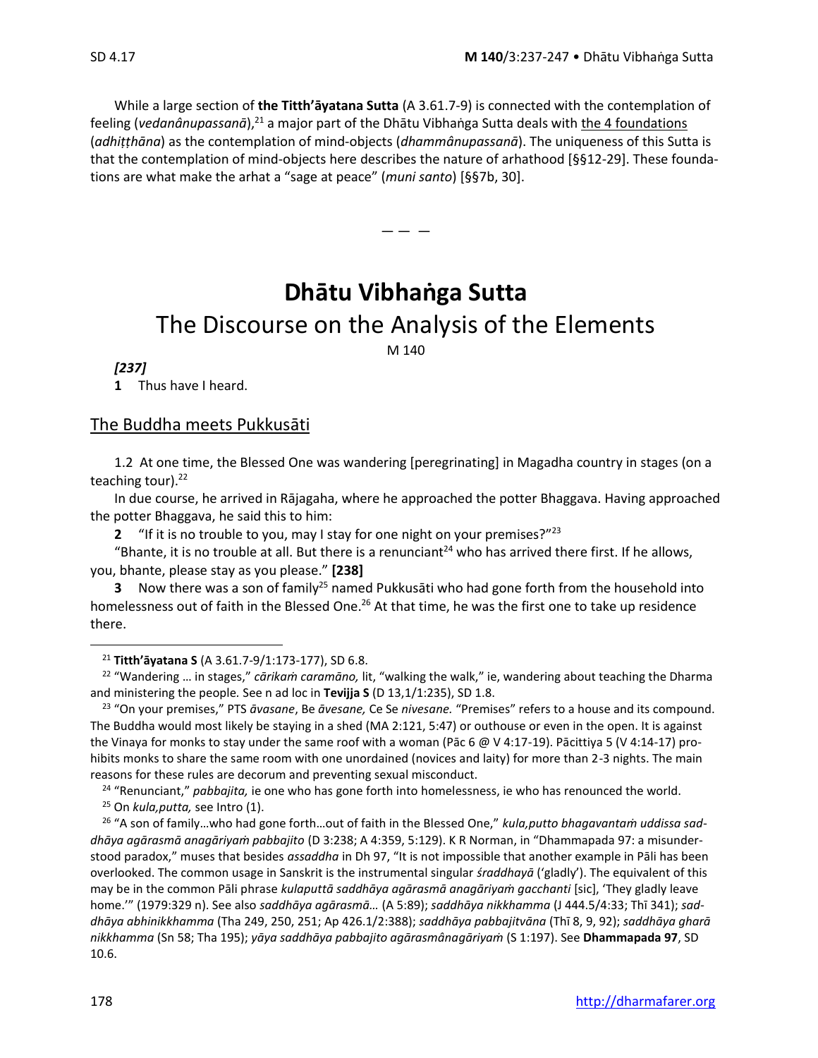While a large section of **the Titth'āyatana Sutta** (A 3.61.7-9) is connected with the contemplation of feeling (*vedanânupassanā*),[21] a major part of the Dhātu Vibhaṅga Sutta deals with the 4 foundations (*adhiṭṭhāna*) as the contemplation of mind-objects (*dhammânupassanā*). The uniqueness of this Sutta is that the contemplation of mind-objects here describes the nature of arhathood [§§12-29]. These foundations are what make the arhat a "sage at peace" (*muni santo*) [§§7b, 30].

— — —

# Dhātu Vibhaṅga Sutta

## The Discourse on the Analysis of the Elements

M 140

***[237]***

**1** Thus have I heard.

### The Buddha meets Pukkusāti

1.2 At one time, the Blessed One was wandering [peregrinating] in Magadha country in stages (on a teaching tour).[22]

In due course, he arrived in Rājagaha, where he approached the potter Bhaggava. Having approached the potter Bhaggava, he said this to him:

**2** "If it is no trouble to you, may I stay for one night on your premises?"[23]

"Bhante, it is no trouble at all. But there is a renunciant[24] who has arrived there first. If he allows, you, bhante, please stay as you please." **[238]**

**3** Now there was a son of family[25] named Pukkusāti who had gone forth from the household into homelessness out of faith in the Blessed One.[26] At that time, he was the first one to take up residence there.

---

[21] **Titth'āyatana S** (A 3.61.7-9/1:173-177), SD 6.8.

[22] "Wandering … in stages," *cārikaṁ caramāno,* lit, "walking the walk," ie, wandering about teaching the Dharma and ministering the people. See n ad loc in **Tevijja S** (D 13,1/1:235), SD 1.8.

[23] "On your premises," PTS *āvasane*, Be *āvesane,* Ce Se *nivesane.* "Premises" refers to a house and its compound. The Buddha would most likely be staying in a shed (MA 2:121, 5:47) or outhouse or even in the open. It is against the Vinaya for monks to stay under the same roof with a woman (Pāc 6 @ V 4:17-19). Pācittiya 5 (V 4:14-17) prohibits monks to share the same room with one unordained (novices and laity) for more than 2-3 nights. The main reasons for these rules are decorum and preventing sexual misconduct.

[24] "Renunciant," *pabbajita,* ie one who has gone forth into homelessness, ie who has renounced the world.

[25] On *kula,putta,* see Intro (1).

[26] "A son of family…who had gone forth…out of faith in the Blessed One," *kula,putto bhagavantaṁ uddissa saddhāya agārasmā anagāriyaṁ pabbajito* (D 3:238; A 4:359, 5:129). K R Norman, in "Dhammapada 97: a misunderstood paradox," muses that besides *assaddha* in Dh 97, "It is not impossible that another example in Pāli has been overlooked. The common usage in Sanskrit is the instrumental singular *śraddhayā* ('gladly'). The equivalent of this may be in the common Pāli phrase *kulaputtā saddhāya agārasmā anagāriyaṁ gacchanti* [sic], 'They gladly leave home.'" (1979:329 n). See also *saddhāya agārasmā…* (A 5:89); *saddhāya nikkhamma* (J 444.5/4:33; Thī 341); *saddhāya abhinikkhamma* (Tha 249, 250, 251; Ap 426.1/2:388); *saddhāya pabbajitvāna* (Thī 8, 9, 92); *saddhāya gharā nikkhamma* (Sn 58; Tha 195); *yāya saddhāya pabbajito agārasmânagāriyaṁ* (S 1:197). See **Dhammapada 97**, SD 10.6.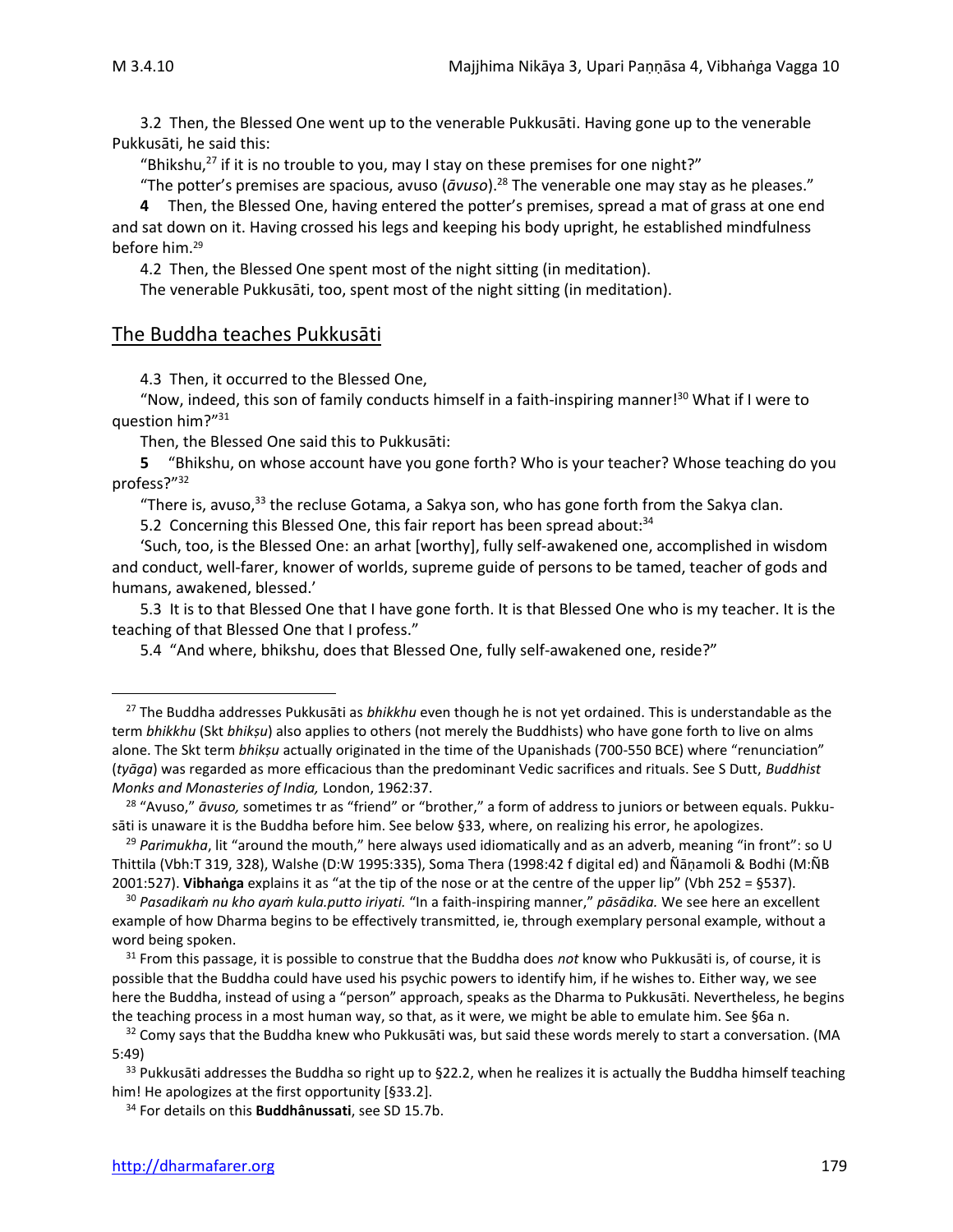3.2 Then, the Blessed One went up to the venerable Pukkusāti. Having gone up to the venerable Pukkusāti, he said this:

"Bhikshu,[27] if it is no trouble to you, may I stay on these premises for one night?"

"The potter's premises are spacious, avuso (*āvuso*).[28] The venerable one may stay as he pleases."

**4** Then, the Blessed One, having entered the potter's premises, spread a mat of grass at one end and sat down on it. Having crossed his legs and keeping his body upright, he established mindfulness before him.[29]

4.2 Then, the Blessed One spent most of the night sitting (in meditation).

The venerable Pukkusāti, too, spent most of the night sitting (in meditation).

## The Buddha teaches Pukkusāti

4.3 Then, it occurred to the Blessed One,

"Now, indeed, this son of family conducts himself in a faith-inspiring manner![30] What if I were to question him?"[31]

Then, the Blessed One said this to Pukkusāti:

**5** "Bhikshu, on whose account have you gone forth? Who is your teacher? Whose teaching do you profess?"[32]

"There is, avuso,[33] the recluse Gotama, a Sakya son, who has gone forth from the Sakya clan.

5.2 Concerning this Blessed One, this fair report has been spread about:[34]

'Such, too, is the Blessed One: an arhat [worthy], fully self-awakened one, accomplished in wisdom and conduct, well-farer, knower of worlds, supreme guide of persons to be tamed, teacher of gods and humans, awakened, blessed.'

5.3 It is to that Blessed One that I have gone forth. It is that Blessed One who is my teacher. It is the teaching of that Blessed One that I profess."

5.4 "And where, bhikshu, does that Blessed One, fully self-awakened one, reside?"

---

[27] The Buddha addresses Pukkusāti as *bhikkhu* even though he is not yet ordained. This is understandable as the term *bhikkhu* (Skt *bhikṣu*) also applies to others (not merely the Buddhists) who have gone forth to live on alms alone. The Skt term *bhikṣu* actually originated in the time of the Upanishads (700-550 BCE) where "renunciation" (*tyāga*) was regarded as more efficacious than the predominant Vedic sacrifices and rituals. See S Dutt, *Buddhist Monks and Monasteries of India,* London, 1962:37.

[28] "Avuso," *āvuso,* sometimes tr as "friend" or "brother," a form of address to juniors or between equals. Pukkusāti is unaware it is the Buddha before him. See below §33, where, on realizing his error, he apologizes.

[29] *Parimukha*, lit "around the mouth," here always used idiomatically and as an adverb, meaning "in front": so U Thittila (Vbh:T 319, 328), Walshe (D:W 1995:335), Soma Thera (1998:42 f digital ed) and Ñāṇamoli & Bodhi (M:ÑB 2001:527). **Vibhaṅga** explains it as "at the tip of the nose or at the centre of the upper lip" (Vbh 252 = §537).

[30] *Pasadikaṁ nu kho ayaṁ kula.putto iriyati.* "In a faith-inspiring manner," *pāsādika.* We see here an excellent example of how Dharma begins to be effectively transmitted, ie, through exemplary personal example, without a word being spoken.

[31] From this passage, it is possible to construe that the Buddha does *not* know who Pukkusāti is, of course, it is possible that the Buddha could have used his psychic powers to identify him, if he wishes to. Either way, we see here the Buddha, instead of using a "person" approach, speaks as the Dharma to Pukkusāti. Nevertheless, he begins the teaching process in a most human way, so that, as it were, we might be able to emulate him. See §6a n.

[32] Comy says that the Buddha knew who Pukkusāti was, but said these words merely to start a conversation. (MA 5:49)

[33] Pukkusāti addresses the Buddha so right up to §22.2, when he realizes it is actually the Buddha himself teaching him! He apologizes at the first opportunity [§33.2].

[34] For details on this **Buddhânussati**, see SD 15.7b.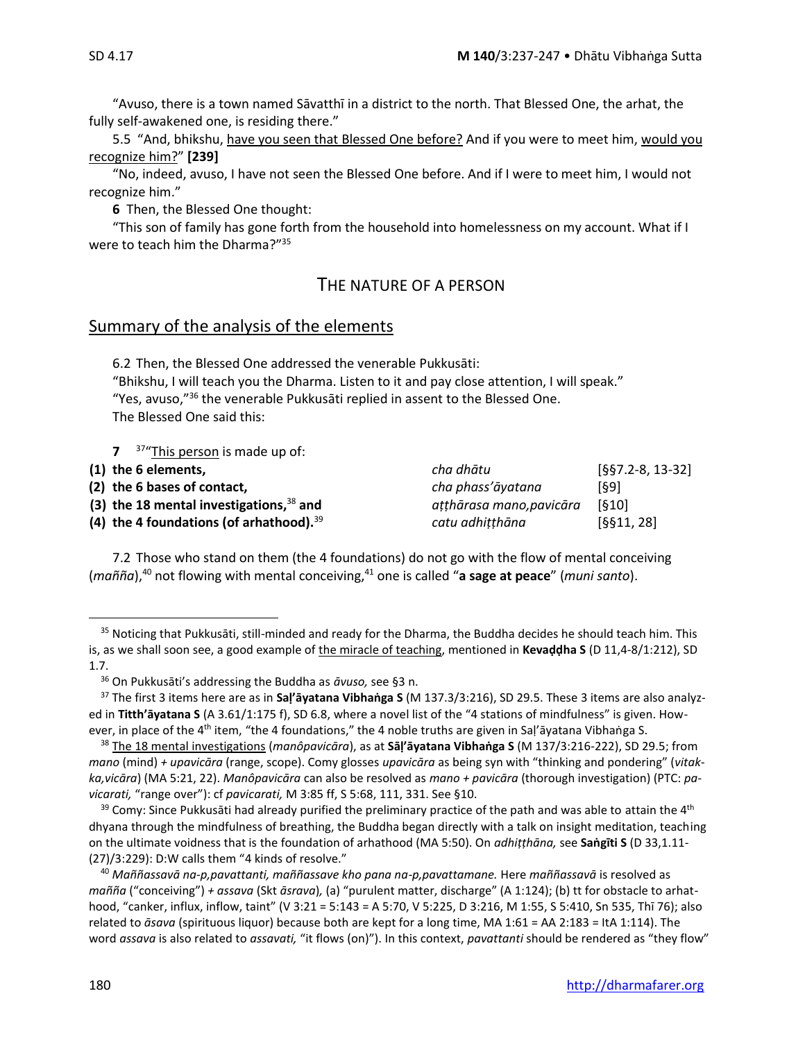"Avuso, there is a town named Sāvatthī in a district to the north. That Blessed One, the arhat, the fully self-awakened one, is residing there."

5.5 "And, bhikshu, have you seen that Blessed One before? And if you were to meet him, would you recognize him?" **[239]**

"No, indeed, avuso, I have not seen the Blessed One before. And if I were to meet him, I would not recognize him."

**6** Then, the Blessed One thought:

"This son of family has gone forth from the household into homelessness on my account. What if I were to teach him the Dharma?"[35]

## The Nature of a Person

### Summary of the analysis of the elements

6.2 Then, the Blessed One addressed the venerable Pukkusāti:

"Bhikshu, I will teach you the Dharma. Listen to it and pay close attention, I will speak."

"Yes, avuso,"[36] the venerable Pukkusāti replied in assent to the Blessed One.

The Blessed One said this:

**7** [37]"This person is made up of:

| | | |
|---|---|---|
| **(1) the 6 elements,** | *cha dhātu* | [§§7.2-8, 13-32] |
| **(2) the 6 bases of contact,** | *cha phass'āyatana* | [§9] |
| **(3) the 18 mental investigations,**[38] **and** | *aṭṭhārasa mano,pavicāra* | [§10] |
| **(4) the 4 foundations (of arhathood).**[39] | *catu adhiṭṭhāna* | [§§11, 28] |

7.2 Those who stand on them (the 4 foundations) do not go with the flow of mental conceiving (*mañña*),[40] not flowing with mental conceiving,[41] one is called "**a sage at peace**" (*muni santo*).

---

[35] Noticing that Pukkusāti, still-minded and ready for the Dharma, the Buddha decides he should teach him. This is, as we shall soon see, a good example of the miracle of teaching, mentioned in **Kevaḍḍha S** (D 11,4-8/1:212), SD 1.7.

[36] On Pukkusāti's addressing the Buddha as *āvuso,* see §3 n.

[37] The first 3 items here are as in **Saḷ'āyatana Vibhaṅga S** (M 137.3/3:216), SD 29.5. These 3 items are also analyzed in **Titth'āyatana S** (A 3.61/1:175 f), SD 6.8, where a novel list of the "4 stations of mindfulness" is given. However, in place of the 4th item, "the 4 foundations," the 4 noble truths are given in Saḷ'āyatana Vibhaṅga S.

[38] The 18 mental investigations (*manôpavicāra*), as at **Sāḷ'āyatana Vibhaṅga S** (M 137/3:216-222), SD 29.5; from *mano* (mind) + *upavicāra* (range, scope). Comy glosses *upavicāra* as being syn with "thinking and pondering" (*vitakka,vicāra*) (MA 5:21, 22). *Manôpavicāra* can also be resolved as *mano* + *pavicāra* (thorough investigation) (PTC: *pavicarati,* "range over"): cf *pavicarati,* M 3:85 ff, S 5:68, 111, 331. See §10.

[39] Comy: Since Pukkusāti had already purified the preliminary practice of the path and was able to attain the 4th dhyana through the mindfulness of breathing, the Buddha began directly with a talk on insight meditation, teaching on the ultimate voidness that is the foundation of arhathood (MA 5:50). On *adhiṭṭhāna,* see **Saṅgīti S** (D 33,1.11-(27)/3:229): D:W calls them "4 kinds of resolve."

[40] *Maññassavā na-p,pavattanti, maññassave kho pana na-p,pavattamane.* Here *maññassavā* is resolved as *mañña* ("conceiving") + *assava* (Skt *āsrava*), (a) "purulent matter, discharge" (A 1:124); (b) tt for obstacle to arhathood, "canker, influx, inflow, taint" (V 3:21 = 5:143 = A 5:70, V 5:225, D 3:216, M 1:55, S 5:410, Sn 535, Thī 76); also related to *āsava* (spirituous liquor) because both are kept for a long time, MA 1:61 = AA 2:183 = ItA 1:114). The word *assava* is also related to *assavati,* "it flows (on)"). In this context, *pavattanti* should be rendered as "they flow"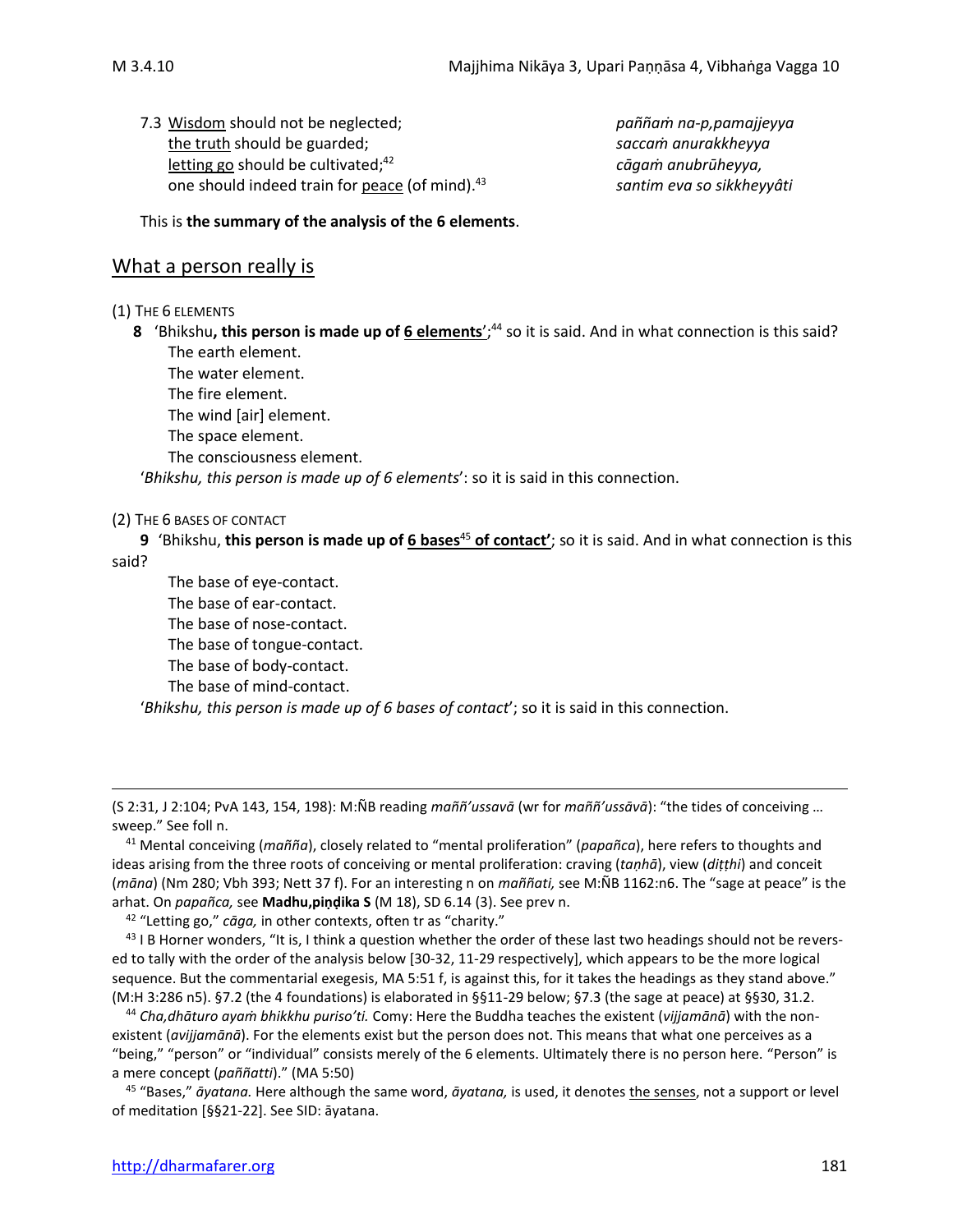7.3 <u>Wisdom</u> should not be neglected; *paññaṁ na-p,pamajjeyya*
<u>the truth</u> should be guarded; *saccaṁ anurakkheyya*
<u>letting go</u> should be cultivated;[42] *cāgaṁ anubrūheyya,*
one should indeed train for <u>peace</u> (of mind).[43] *santim eva so sikkheyyâti*

This is **the summary of the analysis of the 6 elements**.

## What a person really is

(1) THE 6 ELEMENTS

**8** 'Bhikshu**, this person is made up of <u>6 elements</u>**';[44] so it is said. And in what connection is this said?

The earth element.
The water element.
The fire element.
The wind [air] element.
The space element.
The consciousness element.

'*Bhikshu, this person is made up of 6 elements*': so it is said in this connection.

(2) THE 6 BASES OF CONTACT

**9** 'Bhikshu, **this person is made up of <u>6 bases</u>[45] <u>of contact</u>'**; so it is said. And in what connection is this said?

The base of eye-contact.
The base of ear-contact.
The base of nose-contact.
The base of tongue-contact.
The base of body-contact.
The base of mind-contact.

'*Bhikshu, this person is made up of 6 bases of contact*'; so it is said in this connection.

---

(S 2:31, J 2:104; PvA 143, 154, 198): M:ÑB reading *maññ'ussavā* (wr for *maññ'ussāvā*): "the tides of conceiving … sweep." See foll n.

[41] Mental conceiving (*maññā*), closely related to "mental proliferation" (*papañca*), here refers to thoughts and ideas arising from the three roots of conceiving or mental proliferation: craving (*taṇhā*), view (*diṭṭhi*) and conceit (*māna*) (Nm 280; Vbh 393; Nett 37 f). For an interesting n on *maññati,* see M:ÑB 1162:n6. The "sage at peace" is the arhat. On *papañca,* see **Madhu,piṇḍika S** (M 18), SD 6.14 (3). See prev n.

[42] "Letting go," *cāga,* in other contexts, often tr as "charity."

[43] I B Horner wonders, "It is, I think a question whether the order of these last two headings should not be reversed to tally with the order of the analysis below [30-32, 11-29 respectively], which appears to be the more logical sequence. But the commentarial exegesis, MA 5:51 f, is against this, for it takes the headings as they stand above." (M:H 3:286 n5). §7.2 (the 4 foundations) is elaborated in §§11-29 below; §7.3 (the sage at peace) at §§30, 31.2.

[44] *Cha,dhāturo ayaṁ bhikkhu puriso'ti.* Comy: Here the Buddha teaches the existent (*vijjamānā*) with the non-existent (*avijjamānā*). For the elements exist but the person does not. This means that what one perceives as a "being," "person" or "individual" consists merely of the 6 elements. Ultimately there is no person here. "Person" is a mere concept (*paññatti*)." (MA 5:50)

[45] "Bases," *āyatana.* Here although the same word, *āyatana,* is used, it denotes <u>the senses</u>, not a support or level of meditation [§§21-22]. See SID: āyatana.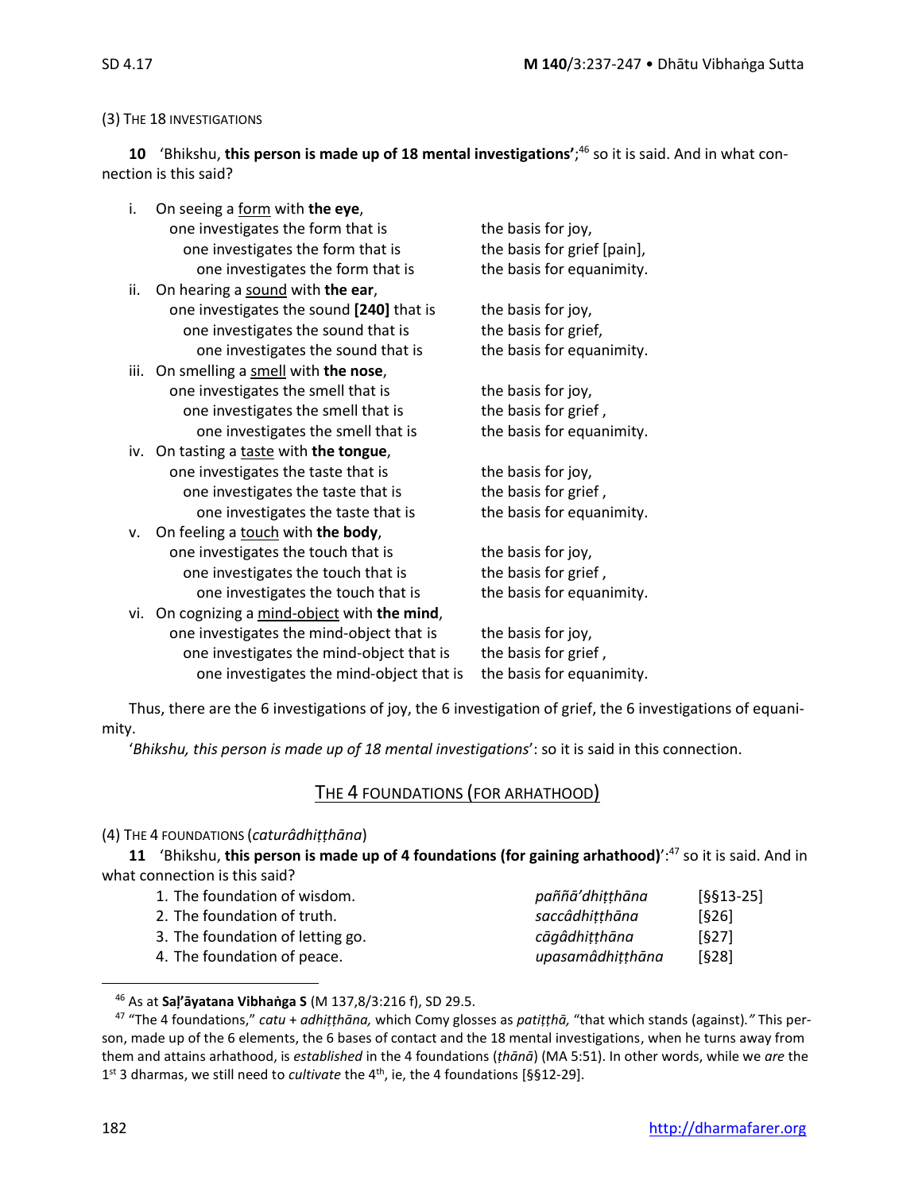(3) THE 18 INVESTIGATIONS

**10** 'Bhikshu, **this person is made up of 18 mental investigations'**;[46] so it is said. And in what connection is this said?

i. On seeing a <u>form</u> with **the eye**,
  one investigates the form that is — the basis for joy,
  one investigates the form that is — the basis for grief [pain],
  one investigates the form that is — the basis for equanimity.

ii. On hearing a <u>sound</u> with **the ear**,
  one investigates the sound **[240]** that is — the basis for joy,
  one investigates the sound that is — the basis for grief,
  one investigates the sound that is — the basis for equanimity.

iii. On smelling a <u>smell</u> with **the nose**,
  one investigates the smell that is — the basis for joy,
  one investigates the smell that is — the basis for grief ,
  one investigates the smell that is — the basis for equanimity.

iv. On tasting a <u>taste</u> with **the tongue**,
  one investigates the taste that is — the basis for joy,
  one investigates the taste that is — the basis for grief ,
  one investigates the taste that is — the basis for equanimity.

v. On feeling a <u>touch</u> with **the body**,
  one investigates the touch that is — the basis for joy,
  one investigates the touch that is — the basis for grief ,
  one investigates the touch that is — the basis for equanimity.

vi. On cognizing a <u>mind-object</u> with **the mind**,
  one investigates the mind-object that is — the basis for joy,
  one investigates the mind-object that is — the basis for grief ,
  one investigates the mind-object that is — the basis for equanimity.

Thus, there are the 6 investigations of joy, the 6 investigation of grief, the 6 investigations of equanimity.

'*Bhikshu, this person is made up of 18 mental investigations*': so it is said in this connection.

## THE 4 FOUNDATIONS (FOR ARHATHOOD)

(4) THE 4 FOUNDATIONS (*caturâdhiṭṭhāna*)

**11** 'Bhikshu, **this person is made up of 4 foundations (for gaining arhathood)**':[47] so it is said. And in what connection is this said?

| | | |
|---|---|---|
| 1. The foundation of wisdom. | *paññā'dhiṭṭhāna* | [§§13-25] |
| 2. The foundation of truth. | *saccâdhiṭṭhāna* | [§26] |
| 3. The foundation of letting go. | *cāgâdhiṭṭhāna* | [§27] |
| 4. The foundation of peace. | *upasamâdhiṭṭhāna* | [§28] |

---

[46] As at **Saḷ'āyatana Vibhaṅga S** (M 137,8/3:216 f), SD 29.5.

[47] "The 4 foundations," *catu* + *adhiṭṭhāna,* which Comy glosses as *patiṭṭhā,* "that which stands (against)*."* This person, made up of the 6 elements, the 6 bases of contact and the 18 mental investigations, when he turns away from them and attains arhathood, is *established* in the 4 foundations (*ṭhānā*) (MA 5:51). In other words, while we *are* the 1st 3 dharmas, we still need to *cultivate* the 4th, ie, the 4 foundations [§§12-29].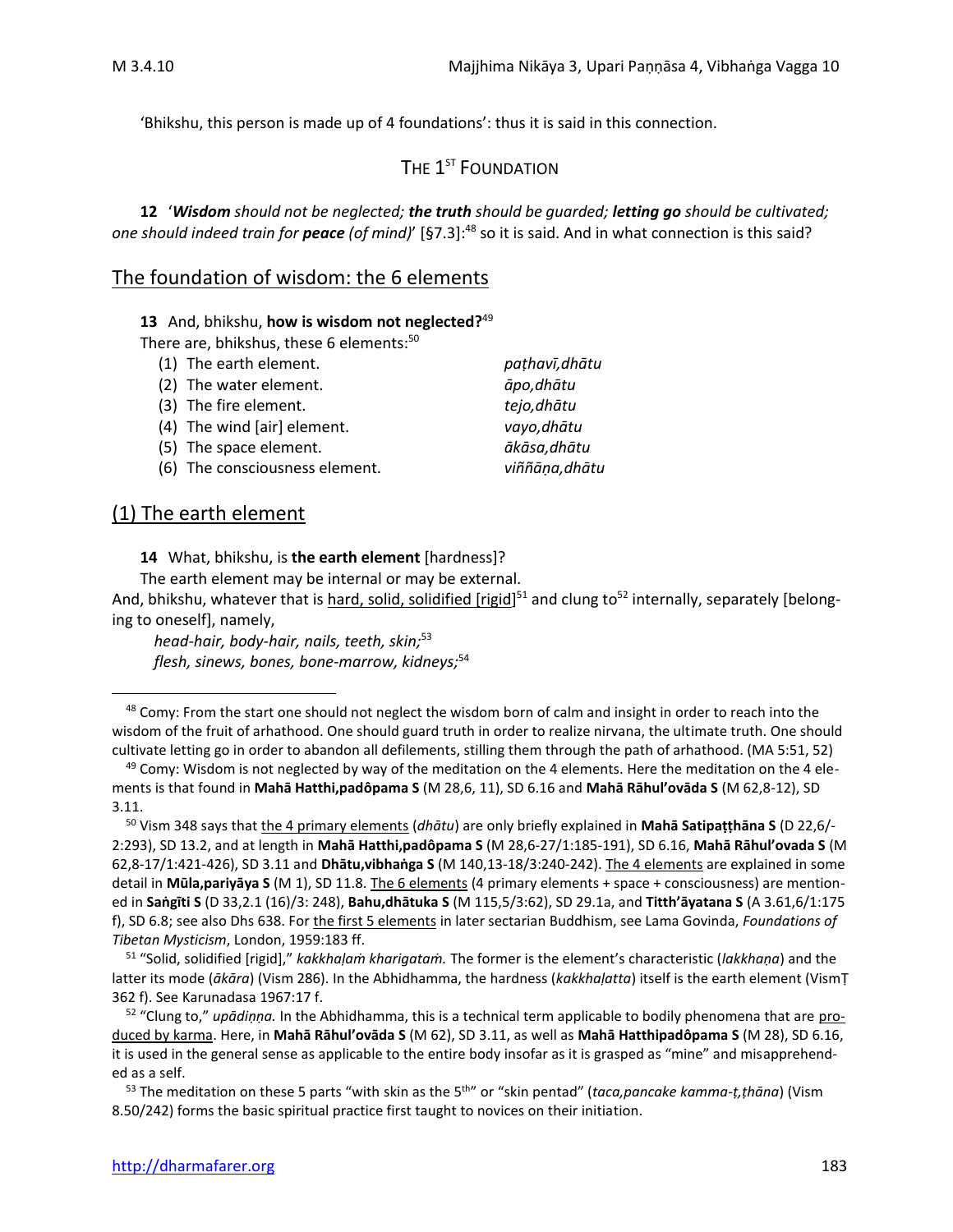'Bhikshu, this person is made up of 4 foundations': thus it is said in this connection.

## THE 1ST FOUNDATION

**12** '***Wisdom*** *should not be neglected;* ***the truth*** *should be guarded;* ***letting go*** *should be cultivated; one should indeed train for* ***peace*** *(of mind)*' [§7.3]:[48] so it is said. And in what connection is this said?

## The foundation of wisdom: the 6 elements

**13** And, bhikshu, **how is wisdom not neglected?**[49]

There are, bhikshus, these 6 elements:[50]

| | |
|---|---|
| (1) The earth element. | *paṭhavī,dhātu* |
| (2) The water element. | *āpo,dhātu* |
| (3) The fire element. | *tejo,dhātu* |
| (4) The wind [air] element. | *vayo,dhātu* |
| (5) The space element. | *ākāsa,dhātu* |
| (6) The consciousness element. | *viññāṇa,dhātu* |

## (1) The earth element

**14** What, bhikshu, is **the earth element** [hardness]?

The earth element may be internal or may be external.

And, bhikshu, whatever that is hard, solid, solidified [rigid][51] and clung to[52] internally, separately [belonging to oneself], namely,

*head-hair, body-hair, nails, teeth, skin;*[53]
*flesh, sinews, bones, bone-marrow, kidneys;*[54]

---

[48] Comy: From the start one should not neglect the wisdom born of calm and insight in order to reach into the wisdom of the fruit of arhathood. One should guard truth in order to realize nirvana, the ultimate truth. One should cultivate letting go in order to abandon all defilements, stilling them through the path of arhathood. (MA 5:51, 52)

[49] Comy: Wisdom is not neglected by way of the meditation on the 4 elements. Here the meditation on the 4 elements is that found in **Mahā Hatthi,padôpama S** (M 28,6, 11), SD 6.16 and **Mahā Rāhul'ovāda S** (M 62,8-12), SD 3.11.

[50] Vism 348 says that the 4 primary elements (*dhātu*) are only briefly explained in **Mahā Satipaṭṭhāna S** (D 22,6/-2:293), SD 13.2, and at length in **Mahā Hatthi,padôpama S** (M 28,6-27/1:185-191), SD 6.16, **Mahā Rāhul'ovada S** (M 62,8-17/1:421-426), SD 3.11 and **Dhātu,vibhaṅga S** (M 140,13-18/3:240-242). The 4 elements are explained in some detail in **Mūla,pariyāya S** (M 1), SD 11.8. The 6 elements (4 primary elements + space + consciousness) are mentioned in **Saṅgīti S** (D 33,2.1 (16)/3: 248), **Bahu,dhātuka S** (M 115,5/3:62), SD 29.1a, and **Titth'āyatana S** (A 3.61,6/1:175 f), SD 6.8; see also Dhs 638. For the first 5 elements in later sectarian Buddhism, see Lama Govinda, *Foundations of Tibetan Mysticism*, London, 1959:183 ff.

[51] "Solid, solidified [rigid]," *kakkhaḷaṁ kharigataṁ.* The former is the element's characteristic (*lakkhaṇa*) and the latter its mode (*ākāra*) (Vism 286). In the Abhidhamma, the hardness (*kakkhaḷatta*) itself is the earth element (VismṬ 362 f). See Karunadasa 1967:17 f.

[52] "Clung to," *upādiṇṇa.* In the Abhidhamma, this is a technical term applicable to bodily phenomena that are produced by karma. Here, in **Mahā Rāhul'ovāda S** (M 62), SD 3.11, as well as **Mahā Hatthipadôpama S** (M 28), SD 6.16, it is used in the general sense as applicable to the entire body insofar as it is grasped as "mine" and misapprehended as a self.

[53] The meditation on these 5 parts "with skin as the 5th" or "skin pentad" (*taca,pancake kamma-ṭ,ṭhāna*) (Vism 8.50/242) forms the basic spiritual practice first taught to novices on their initiation.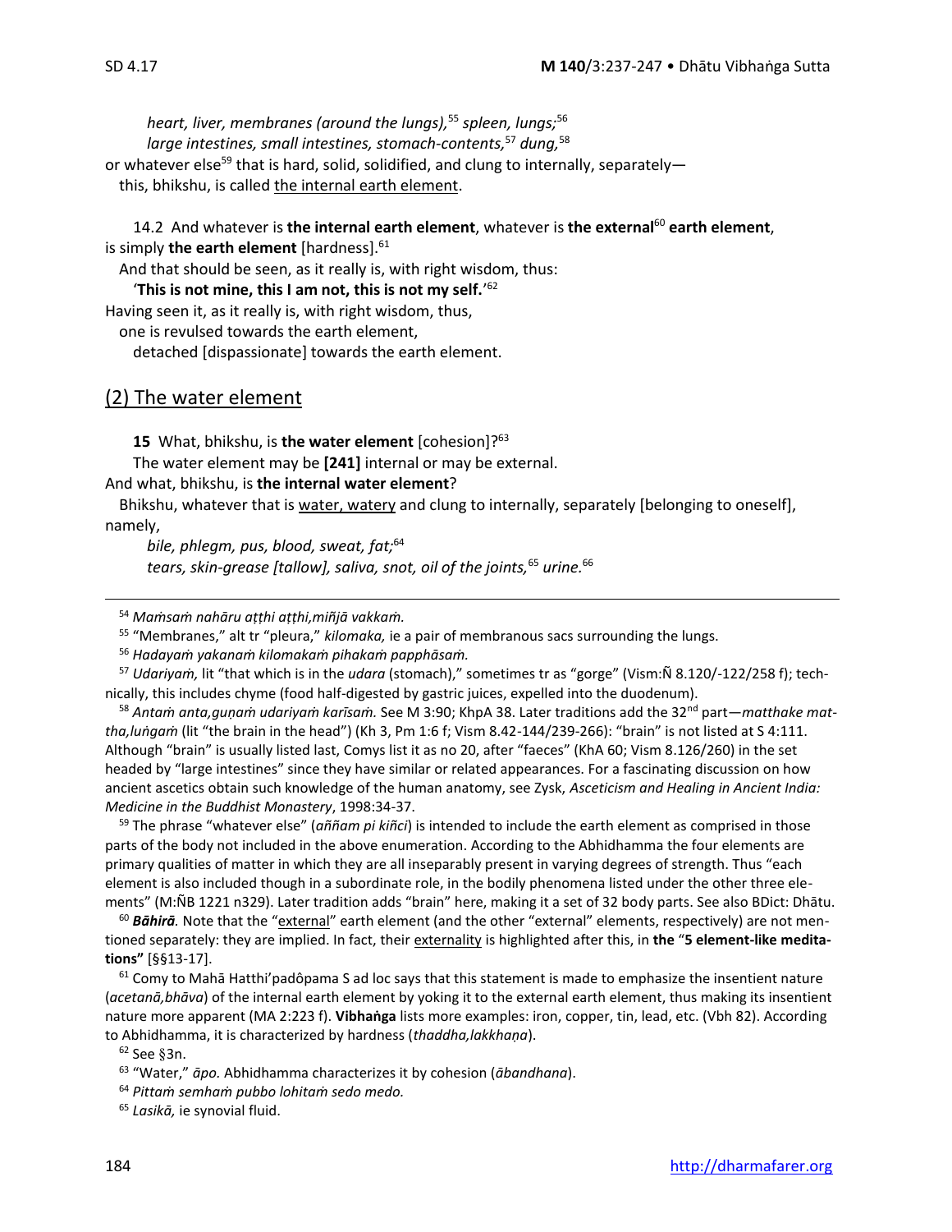*heart, liver, membranes (around the lungs),*[55] *spleen, lungs;*[56]
*large intestines, small intestines, stomach-contents,*[57] *dung,*[58]

or whatever else[59] that is hard, solid, solidified, and clung to internally, separately—
this, bhikshu, is called the internal earth element.

14.2 And whatever is **the internal earth element**, whatever is **the external**[60] **earth element**, is simply **the earth element** [hardness].[61]

And that should be seen, as it really is, with right wisdom, thus:

'**This is not mine, this I am not, this is not my self.**'[62]

Having seen it, as it really is, with right wisdom, thus,
one is revulsed towards the earth element,
detached [dispassionate] towards the earth element.

## (2) The water element

**15** What, bhikshu, is **the water element** [cohesion]?[63]

The water element may be **[241]** internal or may be external.

And what, bhikshu, is **the internal water element**?

Bhikshu, whatever that is water, watery and clung to internally, separately [belonging to oneself], namely,

*bile, phlegm, pus, blood, sweat, fat;*[64]
*tears, skin-grease [tallow], saliva, snot, oil of the joints,*[65] *urine.*[66]

---

[54] *Maṁsaṁ nahāru aṭṭhi aṭṭhi,miñjā vakkaṁ.*

[55] "Membranes," alt tr "pleura," *kilomaka,* ie a pair of membranous sacs surrounding the lungs.

[56] *Hadayaṁ yakanaṁ kilomakaṁ pihakaṁ papphāsaṁ.*

[57] *Udariyaṁ,* lit "that which is in the *udara* (stomach)," sometimes tr as "gorge" (Vism:Ñ 8.120/-122/258 f); technically, this includes chyme (food half-digested by gastric juices, expelled into the duodenum).

[58] *Antaṁ anta,guṇaṁ udariyaṁ karīsaṁ.* See M 3:90; KhpA 38. Later traditions add the 32nd part—*matthake mattha,luṅgaṁ* (lit "the brain in the head") (Kh 3, Pm 1:6 f; Vism 8.42-144/239-266): "brain" is not listed at S 4:111. Although "brain" is usually listed last, Comys list it as no 20, after "faeces" (KhA 60; Vism 8.126/260) in the set headed by "large intestines" since they have similar or related appearances. For a fascinating discussion on how ancient ascetics obtain such knowledge of the human anatomy, see Zysk, *Asceticism and Healing in Ancient India: Medicine in the Buddhist Monastery*, 1998:34-37.

[59] The phrase "whatever else" (*aññam pi kiñci*) is intended to include the earth element as comprised in those parts of the body not included in the above enumeration. According to the Abhidhamma the four elements are primary qualities of matter in which they are all inseparably present in varying degrees of strength. Thus "each element is also included though in a subordinate role, in the bodily phenomena listed under the other three elements" (M:ÑB 1221 n329). Later tradition adds "brain" here, making it a set of 32 body parts. See also BDict: Dhātu.

[60] ***Bāhirā.*** Note that the "external" earth element (and the other "external" elements, respectively) are not mentioned separately: they are implied. In fact, their externality is highlighted after this, in **the "5 element-like meditations"** [§§13-17].

[61] Comy to Mahā Hatthi'padôpama S ad loc says that this statement is made to emphasize the insentient nature (*acetanā,bhāva*) of the internal earth element by yoking it to the external earth element, thus making its insentient nature more apparent (MA 2:223 f). **Vibhaṅga** lists more examples: iron, copper, tin, lead, etc. (Vbh 82). According to Abhidhamma, it is characterized by hardness (*thaddha,lakkhaṇa*).

[62] See §3n.

[63] "Water," *āpo.* Abhidhamma characterizes it by cohesion (*ābandhana*).

[64] *Pittaṁ semhaṁ pubbo lohitaṁ sedo medo.*

[65] *Lasikā,* ie synovial fluid.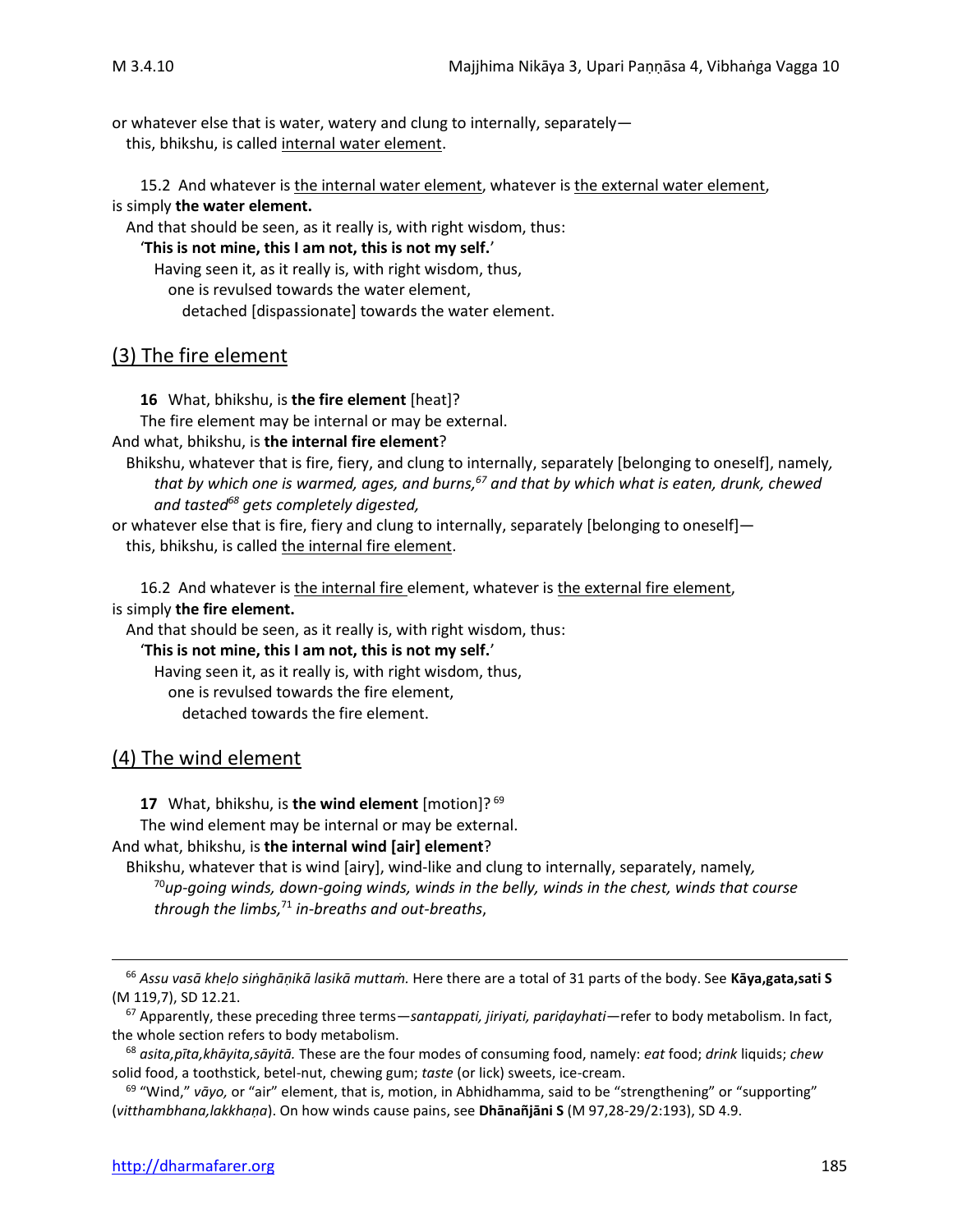or whatever else that is water, watery and clung to internally, separately—
this, bhikshu, is called internal water element.

15.2 And whatever is the internal water element, whatever is the external water element, is simply **the water element.**

And that should be seen, as it really is, with right wisdom, thus:

'**This is not mine, this I am not, this is not my self.**'

Having seen it, as it really is, with right wisdom, thus,
one is revulsed towards the water element,
detached [dispassionate] towards the water element.

## (3) The fire element

**16** What, bhikshu, is **the fire element** [heat]?

The fire element may be internal or may be external.

And what, bhikshu, is **the internal fire element**?

Bhikshu, whatever that is fire, fiery, and clung to internally, separately [belonging to oneself], namely, *that by which one is warmed, ages, and burns,*[67] *and that by which what is eaten, drunk, chewed and tasted*[68] *gets completely digested,*

or whatever else that is fire, fiery and clung to internally, separately [belonging to oneself]—
this, bhikshu, is called the internal fire element.

16.2 And whatever is the internal fire element, whatever is the external fire element, is simply **the fire element.**

And that should be seen, as it really is, with right wisdom, thus:

'**This is not mine, this I am not, this is not my self.**'

Having seen it, as it really is, with right wisdom, thus,
one is revulsed towards the fire element,
detached towards the fire element.

## (4) The wind element

**17** What, bhikshu, is **the wind element** [motion]?[69]

The wind element may be internal or may be external.

And what, bhikshu, is **the internal wind [air] element**?

Bhikshu, whatever that is wind [airy], wind-like and clung to internally, separately, namely, [70]*up-going winds, down-going winds, winds in the belly, winds in the chest, winds that course through the limbs,*[71] *in-breaths and out-breaths*,

---

[66] *Assu vasā kheḷo siṅghāṇikā lasikā muttaṁ.* Here there are a total of 31 parts of the body. See **Kāya,gata,sati S** (M 119,7), SD 12.21.

[67] Apparently, these preceding three terms—*santappati, jiriyati, pariḍayhati*—refer to body metabolism. In fact, the whole section refers to body metabolism.

[68] *asita,pīta,khāyita,sāyitā.* These are the four modes of consuming food, namely: *eat* food; *drink* liquids; *chew* solid food, a toothstick, betel-nut, chewing gum; *taste* (or lick) sweets, ice-cream.

[69] "Wind," *vāyo,* or "air" element, that is, motion, in Abhidhamma, said to be "strengthening" or "supporting" (*vitthambhana,lakkhaṇa*). On how winds cause pains, see **Dhānañjāni S** (M 97,28-29/2:193), SD 4.9.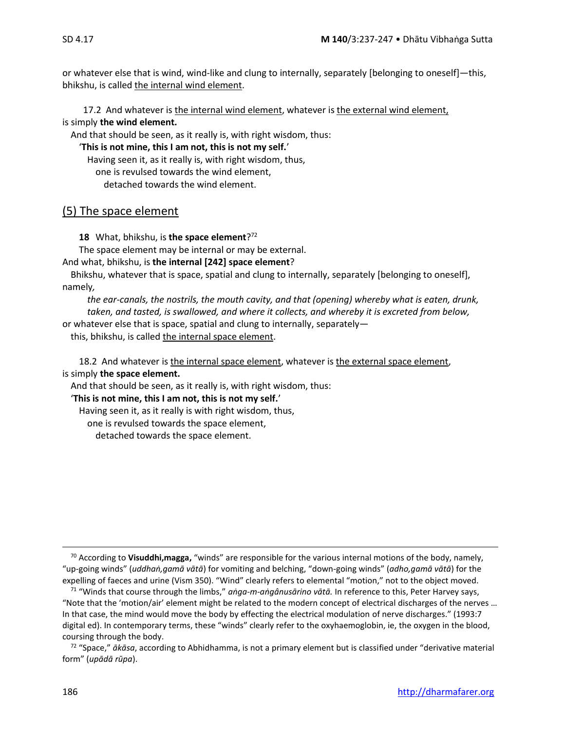or whatever else that is wind, wind-like and clung to internally, separately [belonging to oneself]—this, bhikshu, is called <u>the internal wind element</u>.

17.2 And whatever is <u>the internal wind element</u>, whatever is <u>the external wind element,</u> is simply **the wind element.**

And that should be seen, as it really is, with right wisdom, thus:

'**This is not mine, this I am not, this is not my self.**'

Having seen it, as it really is, with right wisdom, thus,
one is revulsed towards the wind element,
detached towards the wind element.

## <u>(5) The space element</u>

**18** What, bhikshu, is **the space element**?[72]

The space element may be internal or may be external.

And what, bhikshu, is **the internal [242] space element**?

Bhikshu, whatever that is space, spatial and clung to internally, separately [belonging to oneself], namely*,*

*the ear-canals, the nostrils, the mouth cavity, and that (opening) whereby what is eaten, drunk, taken, and tasted, is swallowed, and where it collects, and whereby it is excreted from below,*

or whatever else that is space, spatial and clung to internally, separately—

this, bhikshu, is called <u>the internal space element</u>.

18.2 And whatever is <u>the internal space element</u>, whatever is <u>the external space element</u>, is simply **the space element.**

And that should be seen, as it really is, with right wisdom, thus:

'**This is not mine, this I am not, this is not my self.**'

Having seen it, as it really is with right wisdom, thus,
one is revulsed towards the space element,
detached towards the space element.

---

[70] According to **Visuddhi,magga,** "winds" are responsible for the various internal motions of the body, namely, "up-going winds" (*uddhaṅ,gamā vātā*) for vomiting and belching, "down-going winds" (*adho,gamā vātā*) for the expelling of faeces and urine (Vism 350). "Wind" clearly refers to elemental "motion," not to the object moved.

[71] "Winds that course through the limbs," *aṅga-m-aṅgânusārino vātā.* In reference to this, Peter Harvey says, "Note that the 'motion/air' element might be related to the modern concept of electrical discharges of the nerves … In that case, the mind would move the body by effecting the electrical modulation of nerve discharges." (1993:7 digital ed). In contemporary terms, these "winds" clearly refer to the oxyhaemoglobin, ie, the oxygen in the blood, coursing through the body.

[72] "Space," *ākāsa*, according to Abhidhamma, is not a primary element but is classified under "derivative material form" (*upādā rūpa*).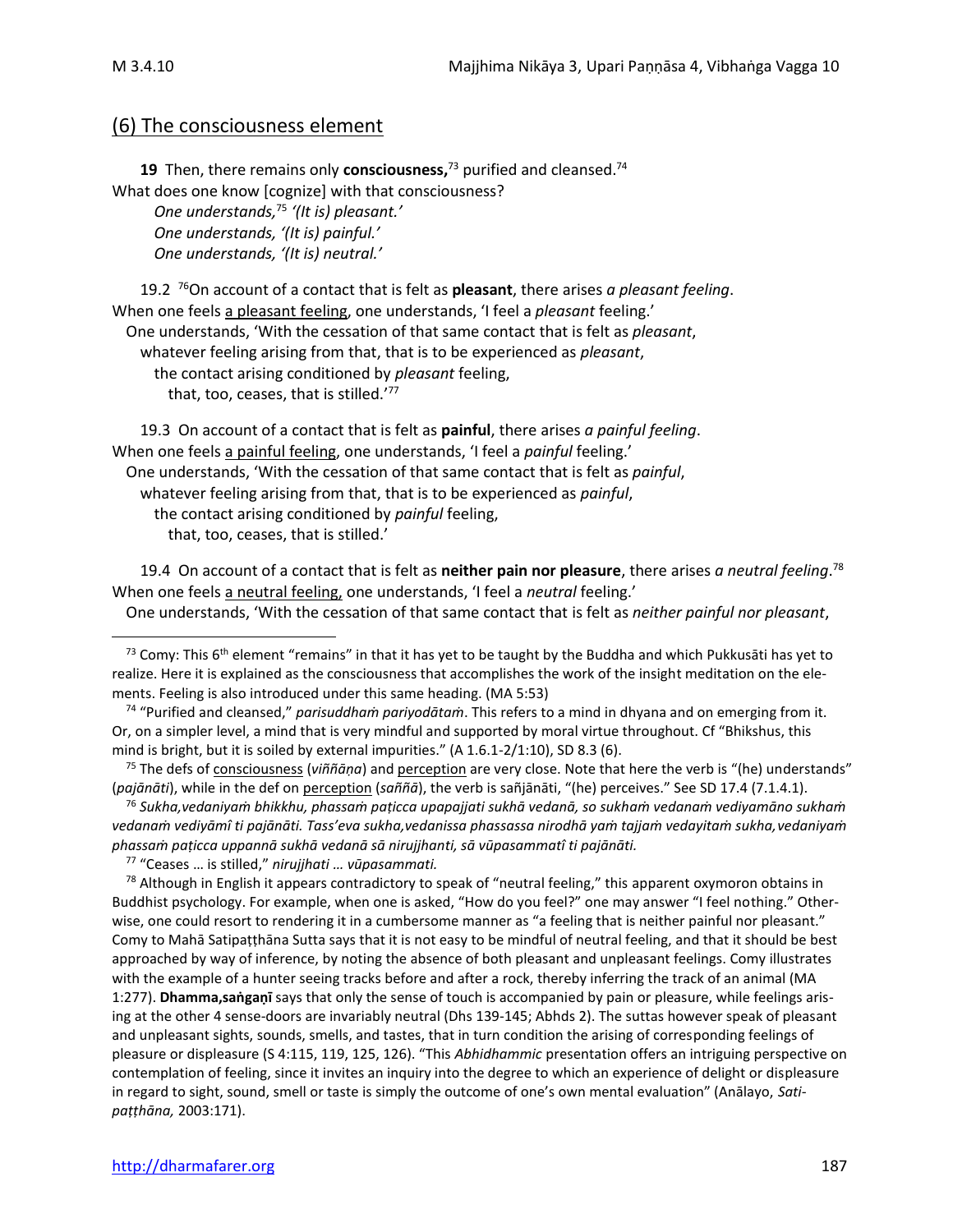## (6) The consciousness element

**19** Then, there remains only **consciousness,**[73] purified and cleansed.[74]
What does one know [cognize] with that consciousness?

*One understands,*[75] *'(It is) pleasant.'*
*One understands, '(It is) painful.'*
*One understands, '(It is) neutral.'*

19.2 [76]On account of a contact that is felt as **pleasant**, there arises *a pleasant feeling*.
When one feels a pleasant feeling, one understands, 'I feel a *pleasant* feeling.'
One understands, 'With the cessation of that same contact that is felt as *pleasant*,
whatever feeling arising from that, that is to be experienced as *pleasant*,
the contact arising conditioned by *pleasant* feeling,
that, too, ceases, that is stilled.'[77]

19.3 On account of a contact that is felt as **painful**, there arises *a painful feeling*.
When one feels a painful feeling, one understands, 'I feel a *painful* feeling.'
One understands, 'With the cessation of that same contact that is felt as *painful*,
whatever feeling arising from that, that is to be experienced as *painful*,
the contact arising conditioned by *painful* feeling,
that, too, ceases, that is stilled.'

19.4 On account of a contact that is felt as **neither pain nor pleasure**, there arises *a neutral feeling*.[78]
When one feels a neutral feeling, one understands, 'I feel a *neutral* feeling.'
One understands, 'With the cessation of that same contact that is felt as *neither painful nor pleasant*,

---

[73] Comy: This 6th element "remains" in that it has yet to be taught by the Buddha and which Pukkusāti has yet to realize. Here it is explained as the consciousness that accomplishes the work of the insight meditation on the elements. Feeling is also introduced under this same heading. (MA 5:53)

[74] "Purified and cleansed," *parisuddhaṁ pariyodātaṁ*. This refers to a mind in dhyana and on emerging from it. Or, on a simpler level, a mind that is very mindful and supported by moral virtue throughout. Cf "Bhikshus, this mind is bright, but it is soiled by external impurities." (A 1.6.1-2/1:10), SD 8.3 (6).

[75] The defs of consciousness (*viññāṇa*) and perception (*saññā*) are very close. Note that here the verb is "(he) understands" (*pajānāti*), while in the def on perception (*saññā*), the verb is sañjānāti, "(he) perceives." See SD 17.4 (7.1.4.1).

[76] *Sukha,vedaniyaṁ bhikkhu, phassaṁ paṭicca upapajjati sukhā vedanā, so sukhaṁ vedanaṁ vediyamāno sukhaṁ vedanaṁ vediyāmî ti pajānāti. Tass'eva sukha,vedanissa phassassa nirodhā yaṁ tajjaṁ vedayitaṁ sukha,vedaniyaṁ phassaṁ paṭicca uppannā sukhā vedanā sā nirujjhanti, sā vūpasammatî ti pajānāti.*

[77] "Ceases … is stilled," *nirujjhati … vūpasammati.*

[78] Although in English it appears contradictory to speak of "neutral feeling," this apparent oxymoron obtains in Buddhist psychology. For example, when one is asked, "How do you feel?" one may answer "I feel nothing." Otherwise, one could resort to rendering it in a cumbersome manner as "a feeling that is neither painful nor pleasant." Comy to Mahā Satipaṭṭhāna Sutta says that it is not easy to be mindful of neutral feeling, and that it should be best approached by way of inference, by noting the absence of both pleasant and unpleasant feelings. Comy illustrates with the example of a hunter seeing tracks before and after a rock, thereby inferring the track of an animal (MA 1:277). **Dhamma,saṅgaṇī** says that only the sense of touch is accompanied by pain or pleasure, while feelings arising at the other 4 sense-doors are invariably neutral (Dhs 139-145; Abhds 2). The suttas however speak of pleasant and unpleasant sights, sounds, smells, and tastes, that in turn condition the arising of corresponding feelings of pleasure or displeasure (S 4:115, 119, 125, 126). "This *Abhidhammic* presentation offers an intriguing perspective on contemplation of feeling, since it invites an inquiry into the degree to which an experience of delight or displeasure in regard to sight, sound, smell or taste is simply the outcome of one's own mental evaluation" (Anālayo, *Satipaṭṭhāna,* 2003:171).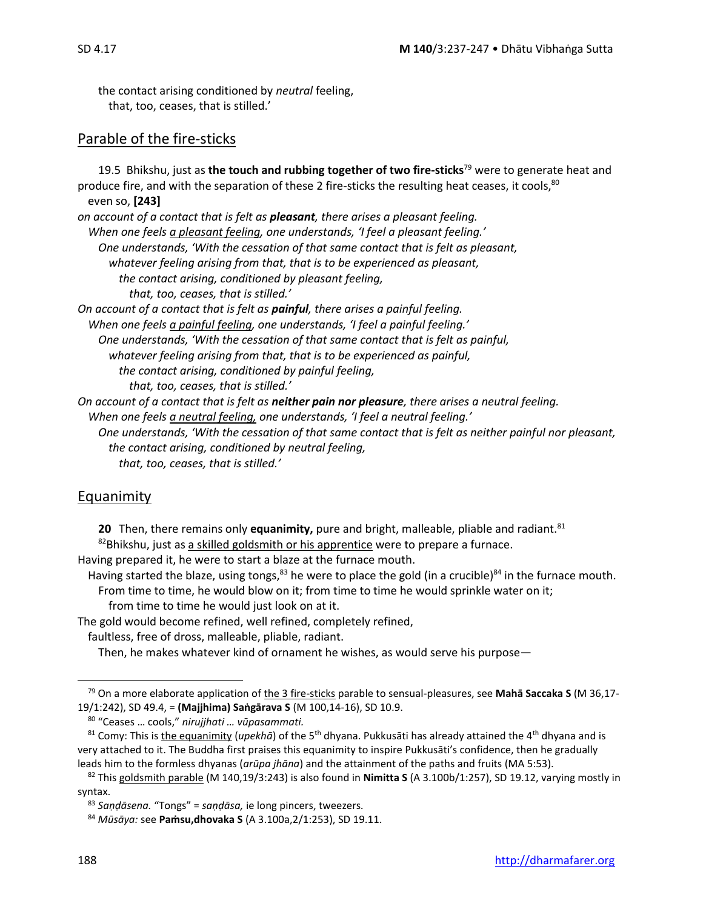the contact arising conditioned by *neutral* feeling,
that, too, ceases, that is stilled.'

## Parable of the fire-sticks

19.5 Bhikshu, just as **the touch and rubbing together of two fire-sticks**[79] were to generate heat and produce fire, and with the separation of these 2 fire-sticks the resulting heat ceases, it cools,[80]
even so, **[243]**
*on account of a contact that is felt as **pleasant**, there arises a pleasant feeling.*
*When one feels a pleasant feeling, one understands, 'I feel a pleasant feeling.'*
*One understands, 'With the cessation of that same contact that is felt as pleasant,*
*whatever feeling arising from that, that is to be experienced as pleasant,*
*the contact arising, conditioned by pleasant feeling,*
*that, too, ceases, that is stilled.'*
*On account of a contact that is felt as **painful**, there arises a painful feeling.*
*When one feels a painful feeling, one understands, 'I feel a painful feeling.'*
*One understands, 'With the cessation of that same contact that is felt as painful,*
*whatever feeling arising from that, that is to be experienced as painful,*
*the contact arising, conditioned by painful feeling,*
*that, too, ceases, that is stilled.'*
*On account of a contact that is felt as **neither pain nor pleasure**, there arises a neutral feeling.*
*When one feels a neutral feeling, one understands, 'I feel a neutral feeling.'*
*One understands, 'With the cessation of that same contact that is felt as neither painful nor pleasant,*
*the contact arising, conditioned by neutral feeling,*
*that, too, ceases, that is stilled.'*

## Equanimity

**20** Then, there remains only **equanimity,** pure and bright, malleable, pliable and radiant.[81]
[82]Bhikshu, just as a skilled goldsmith or his apprentice were to prepare a furnace.
Having prepared it, he were to start a blaze at the furnace mouth.
Having started the blaze, using tongs,[83] he were to place the gold (in a crucible)[84] in the furnace mouth.
From time to time, he would blow on it; from time to time he would sprinkle water on it;
from time to time he would just look on at it.
The gold would become refined, well refined, completely refined,
faultless, free of dross, malleable, pliable, radiant.
Then, he makes whatever kind of ornament he wishes, as would serve his purpose—

---

[79] On a more elaborate application of the 3 fire-sticks parable to sensual-pleasures, see **Mahā Saccaka S** (M 36,17-19/1:242), SD 49.4, = **(Majjhima) Saṅgārava S** (M 100,14-16), SD 10.9.

[80] "Ceases … cools," *nirujjhati … vūpasammati.*

[81] Comy: This is the equanimity (*upekhā*) of the 5th dhyana. Pukkusāti has already attained the 4th dhyana and is very attached to it. The Buddha first praises this equanimity to inspire Pukkusāti's confidence, then he gradually leads him to the formless dhyanas (*arūpa jhāna*) and the attainment of the paths and fruits (MA 5:53).

[82] This goldsmith parable (M 140,19/3:243) is also found in **Nimitta S** (A 3.100b/1:257), SD 19.12, varying mostly in syntax.

[83] *Saṇḍāsena.* "Tongs" = *saṇḍāsa,* ie long pincers, tweezers.

[84] *Mūsāya:* see **Paṁsu,dhovaka S** (A 3.100a,2/1:253), SD 19.11.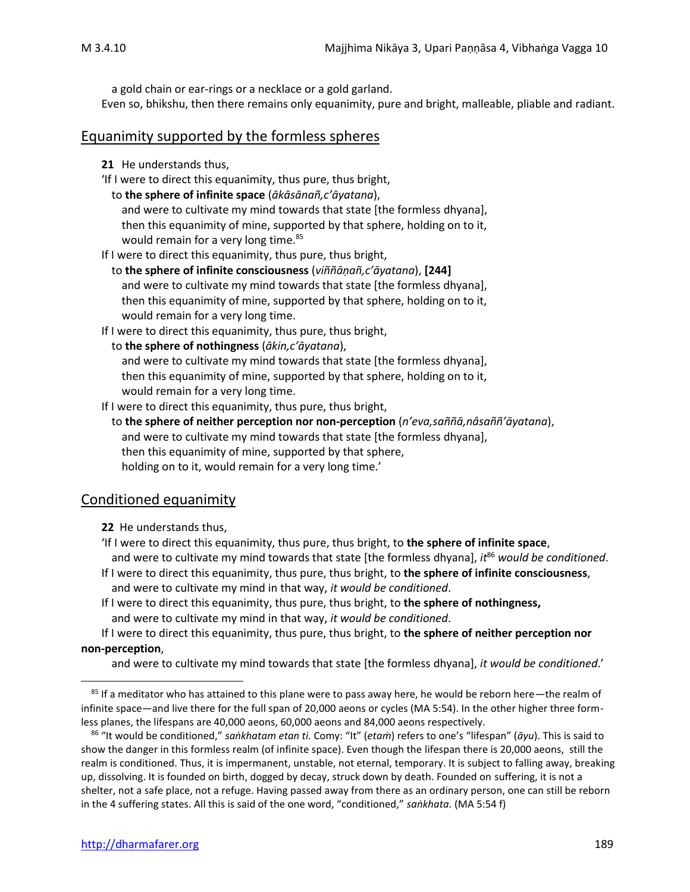a gold chain or ear-rings or a necklace or a gold garland.

Even so, bhikshu, then there remains only equanimity, pure and bright, malleable, pliable and radiant.

## Equanimity supported by the formless spheres

**21** He understands thus,

'If I were to direct this equanimity, thus pure, thus bright,
to **the sphere of infinite space** (*ākāsānañ,c'āyatana*),
and were to cultivate my mind towards that state [the formless dhyana],
then this equanimity of mine, supported by that sphere, holding on to it,
would remain for a very long time.[85]

If I were to direct this equanimity, thus pure, thus bright,
to **the sphere of infinite consciousness** (*viññāṇañ,c'āyatana*), **[244]**
and were to cultivate my mind towards that state [the formless dhyana],
then this equanimity of mine, supported by that sphere, holding on to it,
would remain for a very long time.

If I were to direct this equanimity, thus pure, thus bright,
to **the sphere of nothingness** (*ākin,c'āyatana*),
and were to cultivate my mind towards that state [the formless dhyana],
then this equanimity of mine, supported by that sphere, holding on to it,
would remain for a very long time.

If I were to direct this equanimity, thus pure, thus bright,
to **the sphere of neither perception nor non-perception** (*n'eva,saññā,nâsaññ'āyatana*),
and were to cultivate my mind towards that state [the formless dhyana],
then this equanimity of mine, supported by that sphere,
holding on to it, would remain for a very long time.'

## Conditioned equanimity

**22** He understands thus,

'If I were to direct this equanimity, thus pure, thus bright, to **the sphere of infinite space**,
and were to cultivate my mind towards that state [the formless dhyana], *it*[86] *would be conditioned*.

If I were to direct this equanimity, thus pure, thus bright, to **the sphere of infinite consciousness**,
and were to cultivate my mind in that way, *it would be conditioned*.

If I were to direct this equanimity, thus pure, thus bright, to **the sphere of nothingness,**
and were to cultivate my mind in that way, *it would be conditioned*.

If I were to direct this equanimity, thus pure, thus bright, to **the sphere of neither perception nor non-perception**,
and were to cultivate my mind towards that state [the formless dhyana], *it would be conditioned*.'

---

[85] If a meditator who has attained to this plane were to pass away here, he would be reborn here—the realm of infinite space—and live there for the full span of 20,000 aeons or cycles (MA 5:54). In the other higher three formless planes, the lifespans are 40,000 aeons, 60,000 aeons and 84,000 aeons respectively.

[86] "It would be conditioned," *saṅkhatam etan ti.* Comy: "It" (*etaṁ*) refers to one's "lifespan" (*āyu*). This is said to show the danger in this formless realm (of infinite space). Even though the lifespan there is 20,000 aeons, still the realm is conditioned. Thus, it is impermanent, unstable, not eternal, temporary. It is subject to falling away, breaking up, dissolving. It is founded on birth, dogged by decay, struck down by death. Founded on suffering, it is not a shelter, not a safe place, not a refuge. Having passed away from there as an ordinary person, one can still be reborn in the 4 suffering states. All this is said of the one word, "conditioned," *saṅkhata.* (MA 5:54 f)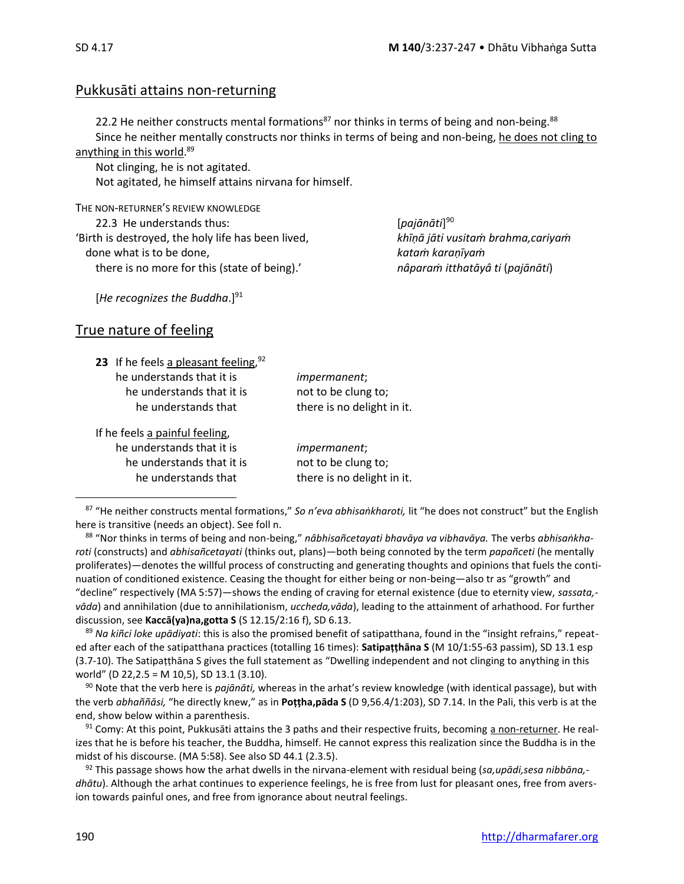## Pukkusāti attains non-returning

22.2 He neither constructs mental formations[87] nor thinks in terms of being and non-being.[88]

Since he neither mentally constructs nor thinks in terms of being and non-being, <u>he does not cling to anything in this world</u>.[89]

Not clinging, he is not agitated.

Not agitated, he himself attains nirvana for himself.

THE NON-RETURNER'S REVIEW KNOWLEDGE

| | |
|---|---|
| 22.3 He understands thus: | [*pajānāti*][90] |
| 'Birth is destroyed, the holy life has been lived, | *khīṇā jāti vusitaṁ brahma,cariyaṁ* |
| done what is to be done, | *kataṁ karaṇīyaṁ* |
| there is no more for this (state of being).' | *nâparaṁ itthatāyâ ti* (*pajānāti*) |

[*He recognizes the Buddha*.][91]

## True nature of feeling

**23** If he feels <u>a pleasant feeling</u>,[92]

| | |
|---|---|
| he understands that it is | *impermanent*; |
| he understands that it is | not to be clung to; |
| he understands that | there is no delight in it. |

If he feels <u>a painful feeling</u>,

| | |
|---|---|
| he understands that it is | *impermanent*; |
| he understands that it is | not to be clung to; |
| he understands that | there is no delight in it. |

---

[87] "He neither constructs mental formations," *So n'eva abhisaṅkharoti,* lit "he does not construct" but the English here is transitive (needs an object). See foll n.

[88] "Nor thinks in terms of being and non-being," *nâbhisañcetayati bhavāya va vibhavāya.* The verbs *abhisaṅkharoti* (constructs) and *abhisañcetayati* (thinks out, plans)—both being connoted by the term *papañceti* (he mentally proliferates)—denotes the willful process of constructing and generating thoughts and opinions that fuels the continuation of conditioned existence. Ceasing the thought for either being or non-being—also tr as "growth" and "decline" respectively (MA 5:57)—shows the ending of craving for eternal existence (due to eternity view, *sassata,vāda*) and annihilation (due to annihilationism, *uccheda,vāda*), leading to the attainment of arhathood. For further discussion, see **Kaccā(ya)na,gotta S** (S 12.15/2:16 f), SD 6.13.

[89] *Na kiñci loke upādiyati*: this is also the promised benefit of satipatthana, found in the "insight refrains," repeated after each of the satipatthana practices (totalling 16 times): **Satipaṭṭhāna S** (M 10/1:55-63 passim), SD 13.1 esp (3.7-10). The Satipaṭṭhāna S gives the full statement as "Dwelling independent and not clinging to anything in this world" (D 22,2.5 = M 10,5), SD 13.1 (3.10).

[90] Note that the verb here is *pajānāti,* whereas in the arhat's review knowledge (with identical passage), but with the verb *abhaññāsi,* "he directly knew," as in **Poṭṭha,pāda S** (D 9,56.4/1:203), SD 7.14. In the Pali, this verb is at the end, show below within a parenthesis.

[91] Comy: At this point, Pukkusāti attains the 3 paths and their respective fruits, becoming <u>a non-returner</u>. He realizes that he is before his teacher, the Buddha, himself. He cannot express this realization since the Buddha is in the midst of his discourse. (MA 5:58). See also SD 44.1 (2.3.5).

[92] This passage shows how the arhat dwells in the nirvana-element with residual being (*sa,upādi,sesa nibbāna,dhātu*). Although the arhat continues to experience feelings, he is free from lust for pleasant ones, free from aversion towards painful ones, and free from ignorance about neutral feelings.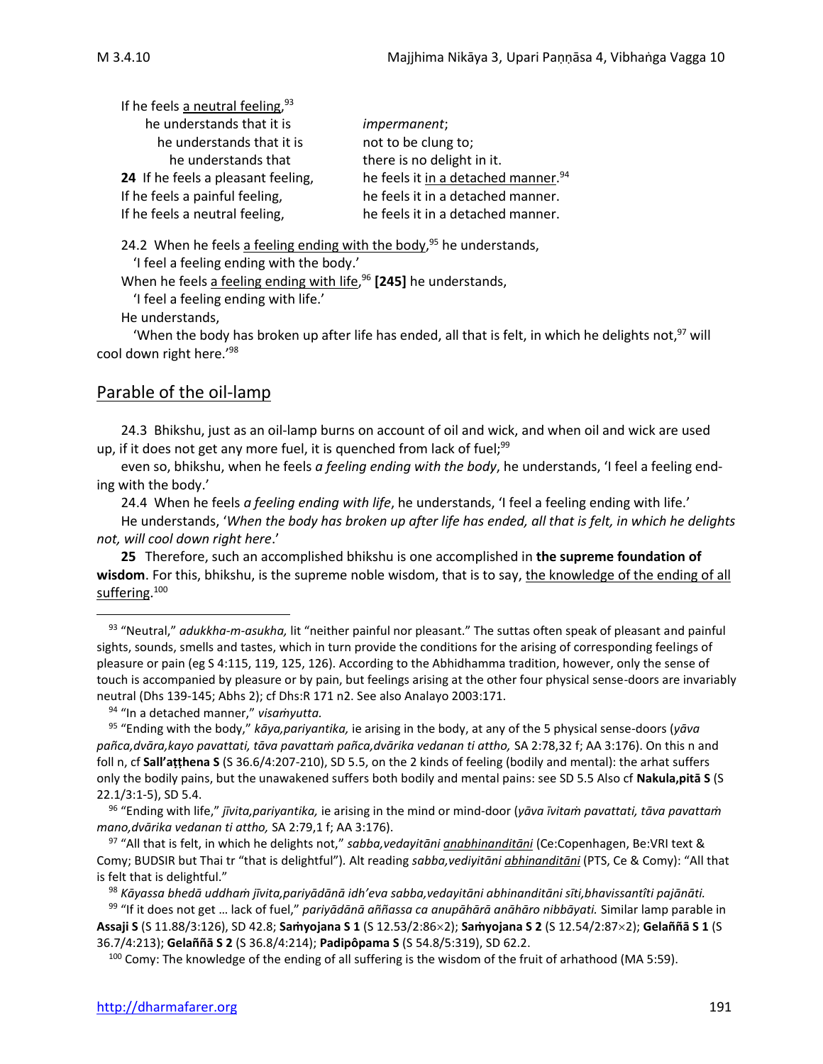If he feels a neutral feeling,[93]

he understands that it is *impermanent*;
he understands that it is not to be clung to;
he understands that there is no delight in it.

**24** If he feels a pleasant feeling, he feels it in a detached manner.[94]
If he feels a painful feeling, he feels it in a detached manner.
If he feels a neutral feeling, he feels it in a detached manner.

24.2 When he feels a feeling ending with the body,[95] he understands,
'I feel a feeling ending with the body.'
When he feels a feeling ending with life,[96] **[245]** he understands,
'I feel a feeling ending with life.'
He understands,
'When the body has broken up after life has ended, all that is felt, in which he delights not,[97] will cool down right here.'[98]

## Parable of the oil-lamp

24.3 Bhikshu, just as an oil-lamp burns on account of oil and wick, and when oil and wick are used up, if it does not get any more fuel, it is quenched from lack of fuel;[99]

even so, bhikshu, when he feels *a feeling ending with the body*, he understands, 'I feel a feeling ending with the body.'

24.4 When he feels *a feeling ending with life*, he understands, 'I feel a feeling ending with life.'

He understands, '*When the body has broken up after life has ended, all that is felt, in which he delights not, will cool down right here*.'

**25** Therefore, such an accomplished bhikshu is one accomplished in **the supreme foundation of wisdom**. For this, bhikshu, is the supreme noble wisdom, that is to say, the knowledge of the ending of all suffering.[100]

---

[93] "Neutral," *adukkha-m-asukha,* lit "neither painful nor pleasant." The suttas often speak of pleasant and painful sights, sounds, smells and tastes, which in turn provide the conditions for the arising of corresponding feelings of pleasure or pain (eg S 4:115, 119, 125, 126). According to the Abhidhamma tradition, however, only the sense of touch is accompanied by pleasure or by pain, but feelings arising at the other four physical sense-doors are invariably neutral (Dhs 139-145; Abhs 2); cf Dhs:R 171 n2. See also Analayo 2003:171.

[94] "In a detached manner," *visaṁyutta.*

[95] "Ending with the body," *kāya,pariyantika,* ie arising in the body, at any of the 5 physical sense-doors (*yāva pañca,dvāra,kayo pavattati, tāva pavattaṁ pañca,dvārika vedanan ti attho,* SA 2:78,32 f; AA 3:176). On this n and foll n, cf **Sall'aṭṭhena S** (S 36.6/4:207-210), SD 5.5, on the 2 kinds of feeling (bodily and mental): the arhat suffers only the bodily pains, but the unawakened suffers both bodily and mental pains: see SD 5.5 Also cf **Nakula,pitā S** (S 22.1/3:1-5), SD 5.4.

[96] "Ending with life," *jīvita,pariyantika,* ie arising in the mind or mind-door (*yāva īvitaṁ pavattati, tāva pavattaṁ mano,dvārika vedanan ti attho,* SA 2:79,1 f; AA 3:176).

[97] "All that is felt, in which he delights not," *sabba,vedayitāni anabhinanditāni* (Ce:Copenhagen, Be:VRI text & Comy; BUDSIR but Thai tr "that is delightful"). Alt reading *sabba,vediyitāni abhinanditāni* (PTS, Ce & Comy): "All that is felt that is delightful."

[98] *Kāyassa bhedā uddhaṁ jīvita,pariyādānā idh'eva sabba,vedayitāni abhinanditāni sīti,bhavissantîti pajānāti.*

[99] "If it does not get … lack of fuel," *pariyādānā aññassa ca anupāhārā anāhāro nibbāyati.* Similar lamp parable in **Assaji S** (S 11.88/3:126), SD 42.8; **Saṁyojana S 1** (S 12.53/2:86×2); **Saṁyojana S 2** (S 12.54/2:87×2); **Gelaññā S 1** (S 36.7/4:213); **Gelaññā S 2** (S 36.8/4:214); **Padipôpama S** (S 54.8/5:319), SD 62.2.

[100] Comy: The knowledge of the ending of all suffering is the wisdom of the fruit of arhathood (MA 5:59).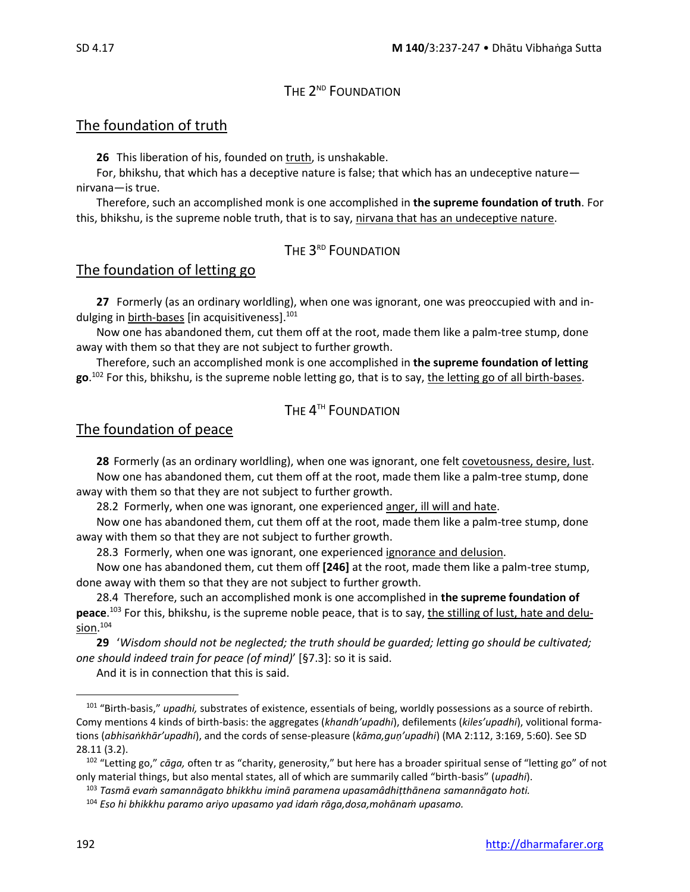THE 2[ND] FOUNDATION

## The foundation of truth

**26** This liberation of his, founded on truth, is unshakable.

For, bhikshu, that which has a deceptive nature is false; that which has an undeceptive nature—nirvana—is true.

Therefore, such an accomplished monk is one accomplished in **the supreme foundation of truth**. For this, bhikshu, is the supreme noble truth, that is to say, nirvana that has an undeceptive nature.

THE 3[RD] FOUNDATION

## The foundation of letting go

**27** Formerly (as an ordinary worldling), when one was ignorant, one was preoccupied with and indulging in birth-bases [in acquisitiveness].[101]

Now one has abandoned them, cut them off at the root, made them like a palm-tree stump, done away with them so that they are not subject to further growth.

Therefore, such an accomplished monk is one accomplished in **the supreme foundation of letting go**.[102] For this, bhikshu, is the supreme noble letting go, that is to say, the letting go of all birth-bases.

THE 4[TH] FOUNDATION

## The foundation of peace

**28** Formerly (as an ordinary worldling), when one was ignorant, one felt covetousness, desire, lust.

Now one has abandoned them, cut them off at the root, made them like a palm-tree stump, done away with them so that they are not subject to further growth.

28.2 Formerly, when one was ignorant, one experienced anger, ill will and hate.

Now one has abandoned them, cut them off at the root, made them like a palm-tree stump, done away with them so that they are not subject to further growth.

28.3 Formerly, when one was ignorant, one experienced ignorance and delusion.

Now one has abandoned them, cut them off **[246]** at the root, made them like a palm-tree stump, done away with them so that they are not subject to further growth.

28.4 Therefore, such an accomplished monk is one accomplished in **the supreme foundation of peace**.[103] For this, bhikshu, is the supreme noble peace, that is to say, the stilling of lust, hate and delusion.[104]

**29** '*Wisdom should not be neglected; the truth should be guarded; letting go should be cultivated; one should indeed train for peace (of mind)*' [§7.3]: so it is said.

And it is in connection that this is said.

---

[101] "Birth-basis," *upadhi,* substrates of existence, essentials of being, worldly possessions as a source of rebirth. Comy mentions 4 kinds of birth-basis: the aggregates (*khandh'upadhi*), defilements (*kiles'upadhi*), volitional formations (*abhisaṅkhār'upadhi*), and the cords of sense-pleasure (*kāma,guṇ'upadhi*) (MA 2:112, 3:169, 5:60). See SD 28.11 (3.2).

[102] "Letting go," *cāga,* often tr as "charity, generosity," but here has a broader spiritual sense of "letting go" of not only material things, but also mental states, all of which are summarily called "birth-basis" (*upadhi*).

[103] *Tasmā evaṁ samannāgato bhikkhu iminā paramena upasamâdhiṭṭhānena samannāgato hoti.*

[104] *Eso hi bhikkhu paramo ariyo upasamo yad idaṁ rāga,dosa,mohānaṁ upasamo.*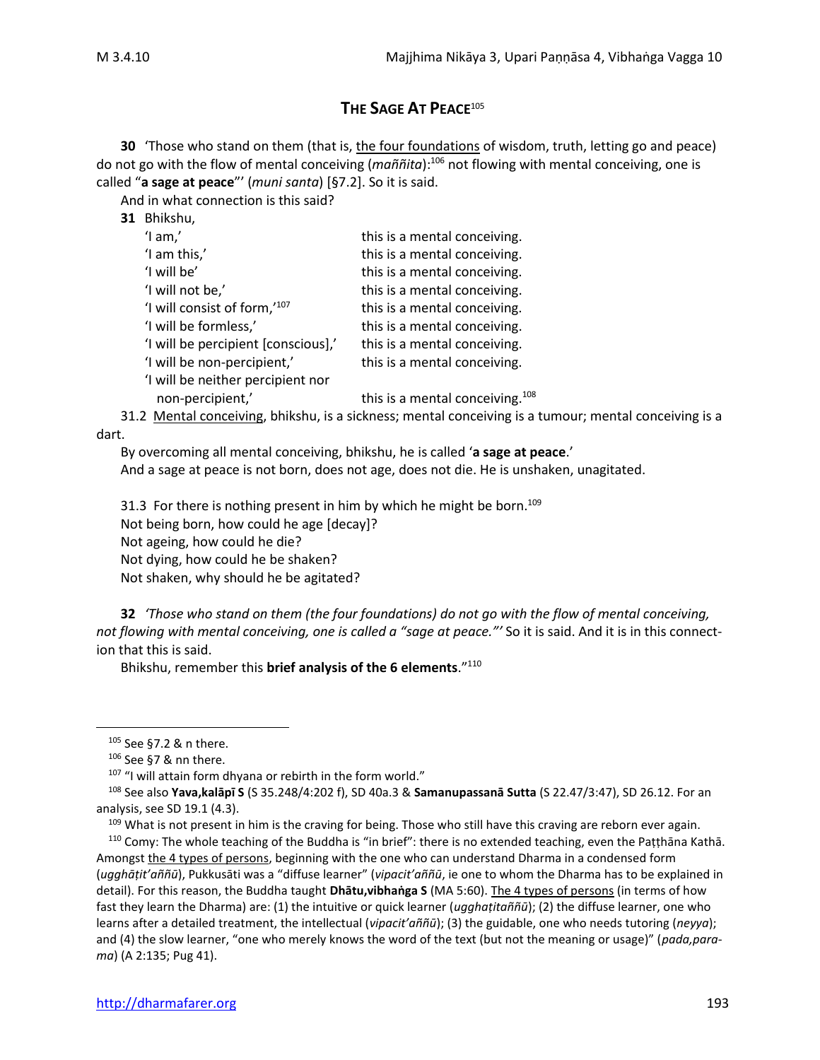## THE SAGE AT PEACE[105]

**30** 'Those who stand on them (that is, the four foundations of wisdom, truth, letting go and peace) do not go with the flow of mental conceiving (*maññita*):[106] not flowing with mental conceiving, one is called "**a sage at peace**"' (*muni santa*) [§7.2]. So it is said.

And in what connection is this said?

**31** Bhikshu,

| | |
|---|---|
| 'I am,' | this is a mental conceiving. |
| 'I am this,' | this is a mental conceiving. |
| 'I will be' | this is a mental conceiving. |
| 'I will not be,' | this is a mental conceiving. |
| 'I will consist of form,'[107] | this is a mental conceiving. |
| 'I will be formless,' | this is a mental conceiving. |
| 'I will be percipient [conscious],' | this is a mental conceiving. |
| 'I will be non-percipient,' | this is a mental conceiving. |
| 'I will be neither percipient nor non-percipient,' | this is a mental conceiving.[108] |

31.2 Mental conceiving, bhikshu, is a sickness; mental conceiving is a tumour; mental conceiving is a dart.

By overcoming all mental conceiving, bhikshu, he is called '**a sage at peace**.'

And a sage at peace is not born, does not age, does not die. He is unshaken, unagitated.

31.3 For there is nothing present in him by which he might be born.[109]
Not being born, how could he age [decay]?
Not ageing, how could he die?
Not dying, how could he be shaken?
Not shaken, why should he be agitated?

**32** *'Those who stand on them (the four foundations) do not go with the flow of mental conceiving, not flowing with mental conceiving, one is called a "sage at peace."'* So it is said. And it is in this connection that this is said.

Bhikshu, remember this **brief analysis of the 6 elements**."[110]

---

[105] See §7.2 & n there.

[106] See §7 & nn there.

[107] "I will attain form dhyana or rebirth in the form world."

[108] See also **Yava,kalāpī S** (S 35.248/4:202 f), SD 40a.3 & **Samanupassanā Sutta** (S 22.47/3:47), SD 26.12. For an analysis, see SD 19.1 (4.3).

[109] What is not present in him is the craving for being. Those who still have this craving are reborn ever again.

[110] Comy: The whole teaching of the Buddha is "in brief": there is no extended teaching, even the Paṭṭhāna Kathā. Amongst the 4 types of persons, beginning with the one who can understand Dharma in a condensed form (*ugghāṭit'aññū*), Pukkusāti was a "diffuse learner" (*vipacit'aññū*, ie one to whom the Dharma has to be explained in detail). For this reason, the Buddha taught **Dhātu,vibhaṅga S** (MA 5:60). The 4 types of persons (in terms of how fast they learn the Dharma) are: (1) the intuitive or quick learner (*ugghaṭitaññū*); (2) the diffuse learner, one who learns after a detailed treatment, the intellectual (*vipacit'aññū*); (3) the guidable, one who needs tutoring (*neyya*); and (4) the slow learner, "one who merely knows the word of the text (but not the meaning or usage)" (*pada,parama*) (A 2:135; Pug 41).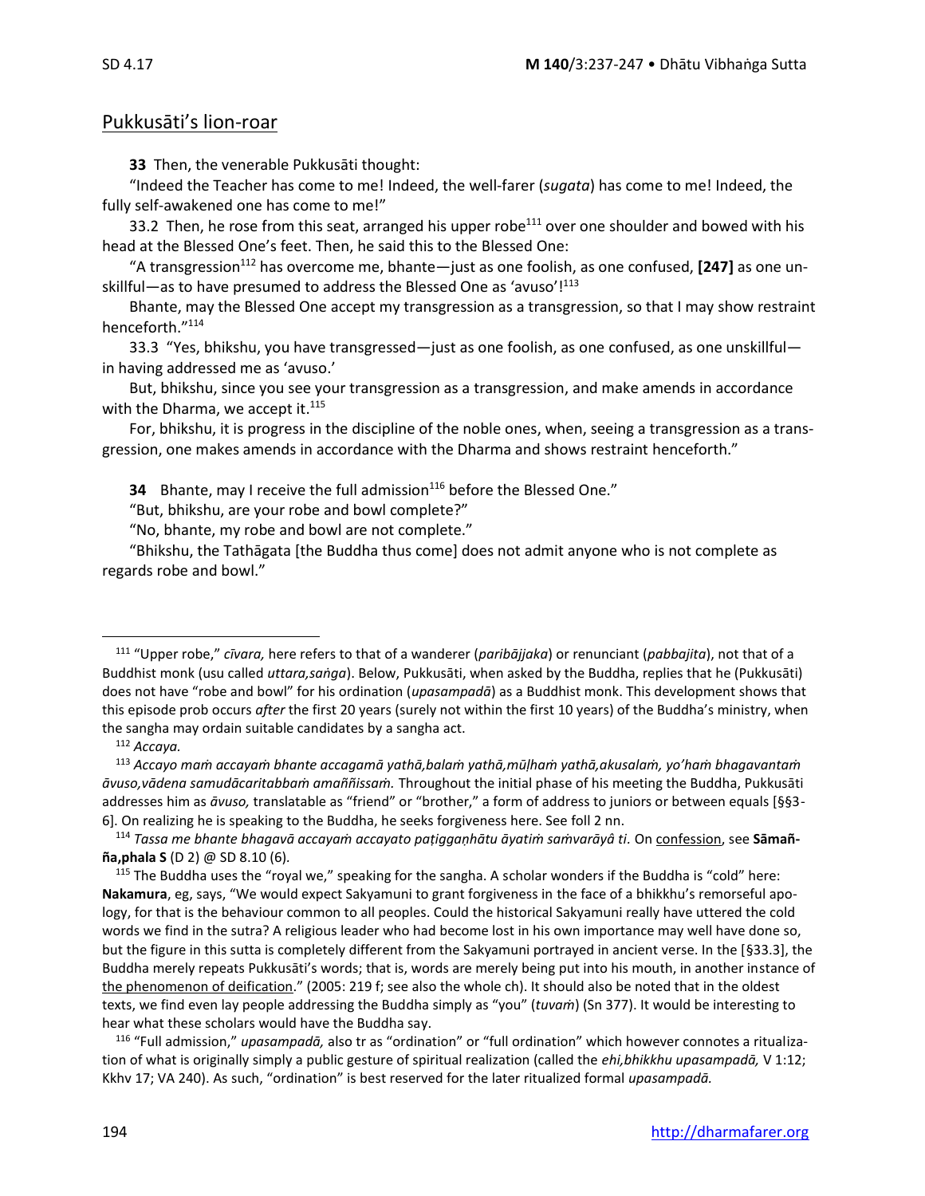## Pukkusāti's lion-roar

**33** Then, the venerable Pukkusāti thought:

"Indeed the Teacher has come to me! Indeed, the well-farer (*sugata*) has come to me! Indeed, the fully self-awakened one has come to me!"

33.2 Then, he rose from this seat, arranged his upper robe[111] over one shoulder and bowed with his head at the Blessed One's feet. Then, he said this to the Blessed One:

"A transgression[112] has overcome me, bhante—just as one foolish, as one confused, **[247]** as one unskillful—as to have presumed to address the Blessed One as 'avuso'![113]

Bhante, may the Blessed One accept my transgression as a transgression, so that I may show restraint henceforth."[114]

33.3 "Yes, bhikshu, you have transgressed—just as one foolish, as one confused, as one unskillful—in having addressed me as 'avuso.'

But, bhikshu, since you see your transgression as a transgression, and make amends in accordance with the Dharma, we accept it.[115]

For, bhikshu, it is progress in the discipline of the noble ones, when, seeing a transgression as a transgression, one makes amends in accordance with the Dharma and shows restraint henceforth."

**34** Bhante, may I receive the full admission[116] before the Blessed One."

"But, bhikshu, are your robe and bowl complete?"

"No, bhante, my robe and bowl are not complete."

"Bhikshu, the Tathāgata [the Buddha thus come] does not admit anyone who is not complete as regards robe and bowl."

---

[111] "Upper robe," *cīvara,* here refers to that of a wanderer (*paribājjaka*) or renunciant (*pabbajita*), not that of a Buddhist monk (usu called *uttara,saṅga*). Below, Pukkusāti, when asked by the Buddha, replies that he (Pukkusāti) does not have "robe and bowl" for his ordination (*upasampadā*) as a Buddhist monk. This development shows that this episode prob occurs *after* the first 20 years (surely not within the first 10 years) of the Buddha's ministry, when the sangha may ordain suitable candidates by a sangha act.

[112] *Accaya.*

[113] *Accayo maṁ accayaṁ bhante accagamā yathā,balaṁ yathā,mūḷhaṁ yathā,akusalaṁ, yo'haṁ bhagavantaṁ āvuso,vādena samudācaritabbaṁ amaññissaṁ.* Throughout the initial phase of his meeting the Buddha, Pukkusāti addresses him as *āvuso,* translatable as "friend" or "brother," a form of address to juniors or between equals [§§3-6]. On realizing he is speaking to the Buddha, he seeks forgiveness here. See foll 2 nn.

[114] *Tassa me bhante bhagavā accayaṁ accayato paṭiggaṇhātu āyatiṁ saṁvarāyâ ti.* On confession, see **Sāmañña,phala S** (D 2) @ SD 8.10 (6).

[115] The Buddha uses the "royal we," speaking for the sangha. A scholar wonders if the Buddha is "cold" here: **Nakamura**, eg, says, "We would expect Sakyamuni to grant forgiveness in the face of a bhikkhu's remorseful apology, for that is the behaviour common to all peoples. Could the historical Sakyamuni really have uttered the cold words we find in the sutra? A religious leader who had become lost in his own importance may well have done so, but the figure in this sutta is completely different from the Sakyamuni portrayed in ancient verse. In the [§33.3], the Buddha merely repeats Pukkusāti's words; that is, words are merely being put into his mouth, in another instance of the phenomenon of deification." (2005: 219 f; see also the whole ch). It should also be noted that in the oldest texts, we find even lay people addressing the Buddha simply as "you" (*tuvaṁ*) (Sn 377). It would be interesting to hear what these scholars would have the Buddha say.

[116] "Full admission," *upasampadā,* also tr as "ordination" or "full ordination" which however connotes a ritualization of what is originally simply a public gesture of spiritual realization (called the *ehi,bhikkhu upasampadā,* V 1:12; Kkhv 17; VA 240). As such, "ordination" is best reserved for the later ritualized formal *upasampadā.*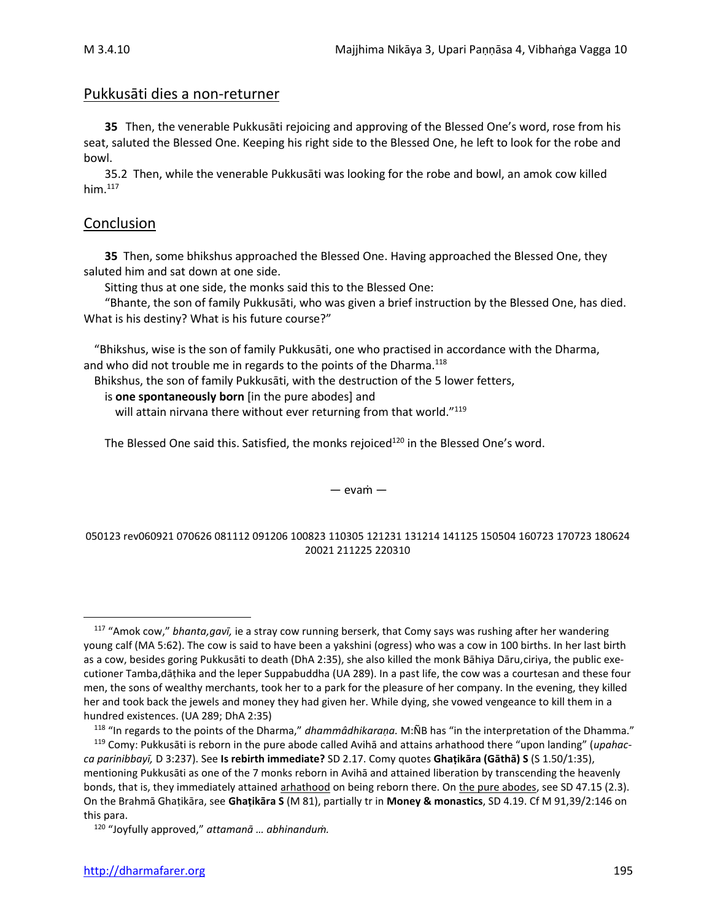## Pukkusāti dies a non-returner

**35** Then, the venerable Pukkusāti rejoicing and approving of the Blessed One's word, rose from his seat, saluted the Blessed One. Keeping his right side to the Blessed One, he left to look for the robe and bowl.

35.2 Then, while the venerable Pukkusāti was looking for the robe and bowl, an amok cow killed him.[117]

## Conclusion

**35** Then, some bhikshus approached the Blessed One. Having approached the Blessed One, they saluted him and sat down at one side.

Sitting thus at one side, the monks said this to the Blessed One:

"Bhante, the son of family Pukkusāti, who was given a brief instruction by the Blessed One, has died. What is his destiny? What is his future course?"

"Bhikshus, wise is the son of family Pukkusāti, one who practised in accordance with the Dharma, and who did not trouble me in regards to the points of the Dharma.[118]

Bhikshus, the son of family Pukkusāti, with the destruction of the 5 lower fetters,

is **one spontaneously born** [in the pure abodes] and

will attain nirvana there without ever returning from that world."[119]

The Blessed One said this. Satisfied, the monks rejoiced[120] in the Blessed One's word.

— evaṁ —

050123 rev060921 070626 081112 091206 100823 110305 121231 131214 141125 150504 160723 170723 180624 20021 211225 220310

---

[117] "Amok cow," *bhanta,gavī,* ie a stray cow running berserk, that Comy says was rushing after her wandering young calf (MA 5:62). The cow is said to have been a yakshini (ogress) who was a cow in 100 births. In her last birth as a cow, besides goring Pukkusāti to death (DhA 2:35), she also killed the monk Bāhiya Dāru,ciriya, the public executioner Tamba,dāṭhika and the leper Suppabuddha (UA 289). In a past life, the cow was a courtesan and these four men, the sons of wealthy merchants, took her to a park for the pleasure of her company. In the evening, they killed her and took back the jewels and money they had given her. While dying, she vowed vengeance to kill them in a hundred existences. (UA 289; DhA 2:35)

[118] "In regards to the points of the Dharma," *dhammâdhikaraṇa.* M:ÑB has "in the interpretation of the Dhamma."

[119] Comy: Pukkusāti is reborn in the pure abode called Avihā and attains arhathood there "upon landing" (*upahacca parinibbayī,* D 3:237). See **Is rebirth immediate?** SD 2.17. Comy quotes **Ghaṭikāra (Gāthā) S** (S 1.50/1:35), mentioning Pukkusāti as one of the 7 monks reborn in Avihā and attained liberation by transcending the heavenly bonds, that is, they immediately attained arhathood on being reborn there. On the pure abodes, see SD 47.15 (2.3). On the Brahmā Ghaṭikāra, see **Ghaṭikāra S** (M 81), partially tr in **Money & monastics**, SD 4.19. Cf M 91,39/2:146 on this para.

[120] "Joyfully approved," *attamanā … abhinanduṁ.*